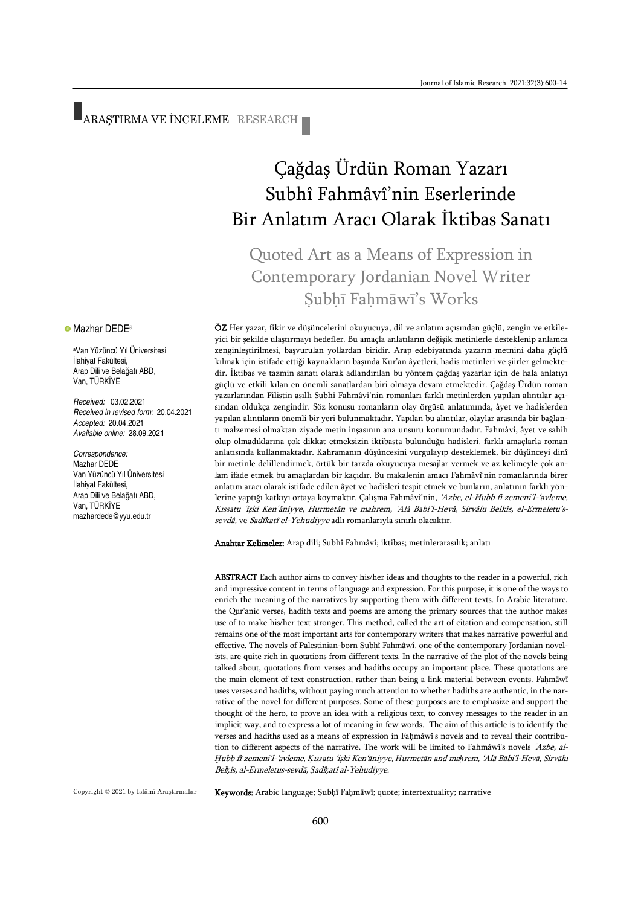ARAŞTIRMA VE İNCELEME RESEARCH

# Çağdaş Ürdün Roman Yazarı Subhî Fahmâvî'nin Eserlerinde Bir Anlatım Aracı Olarak İktibas Sanatı

## Quoted Art as a Means of Expression in Contemporary Jordanian Novel Writer Ṣubḥī Faḥmāwī's Works

Mazhar DEDE[a]

[a]Van Yüzüncü Yıl Üniversitesi İlahiyat Fakültesi, Arap Dili ve Belağatı ABD, Van, TÜRKİYE

*Received:* 03.02.2021
*Received in revised form:* 20.04.2021
*Accepted:* 20.04.2021
*Available online:* 28.09.2021

*Correspondence:*
Mazhar DEDE
Van Yüzüncü Yıl Üniversitesi
İlahiyat Fakültesi,
Arap Dili ve Belağatı ABD,
Van, TÜRKİYE
mazhardede@yyu.edu.tr

**ÖZ** Her yazar, fikir ve düşüncelerini okuyucuya, dil ve anlatım açısından güçlü, zengin ve etkileyici bir şekilde ulaştırmayı hedefler. Bu amaçla anlatıların değişik metinlerle desteklenip anlamca zenginleştirilmesi, başvurulan yollardan biridir. Arap edebiyatında yazarın metnini daha güçlü kılmak için istifade ettiği kaynakların başında Kur'an âyetleri, hadis metinleri ve şiirler gelmektedir. İktibas ve tazmin sanatı olarak adlandırılan bu yöntem çağdaş yazarlar için de hala anlatıyı güçlü ve etkili kılan en önemli sanatlardan biri olmaya devam etmektedir. Çağdaş Ürdün roman yazarlarından Filistin asıllı Subhî Fahmâvî'nin romanları farklı metinlerden yapılan alıntılar açısından oldukça zengindir. Söz konusu romanların olay örgüsü anlatımında, âyet ve hadislerden yapılan alıntıların önemli bir yeri bulunmaktadır. Yapılan bu alıntılar, olaylar arasında bir bağlantı malzemesi olmaktan ziyade metin inşasının ana unsuru konumundadır. Fahmâvî, âyet ve sahih olup olmadıklarına çok dikkat etmeksizin iktibasta bulunduğu hadisleri, farklı amaçlarla roman anlatısında kullanmaktadır. Kahramanın düşüncesini vurgulayıp desteklemek, bir düşünceyi dinî bir metinle delillendirmek, örtük bir tarzda okuyucuya mesajlar vermek ve az kelimeyle çok anlam ifade etmek bu amaçlardan bir kaçıdır. Bu makalenin amacı Fahmâvî'nin romanlarında birer anlatım aracı olarak istifade edilen âyet ve hadisleri tespit etmek ve bunların, anlatının farklı yönlerine yaptığı katkıyı ortaya koymaktır. Çalışma Fahmâvî'nin, *'Azbe, el-Hubb fî zemeni'l-'avleme, Kıssatu 'işki Ken'âniyye, Hurmetân ve mahrem, 'Alâ Babi'l-Hevâ, Sirvâlu Belkîs, el-Ermeletu's-sevdâ,* ve *Sadîkatî el-Yehudiyye* adlı romanlarıyla sınırlı olacaktır.

**Anahtar Kelimeler:** Arap dili; Subhî Fahmâvî; iktibas; metinlerarasılık; anlatı

**ABSTRACT** Each author aims to convey his/her ideas and thoughts to the reader in a powerful, rich and impressive content in terms of language and expression. For this purpose, it is one of the ways to enrich the meaning of the narratives by supporting them with different texts. In Arabic literature, the Qur'anic verses, hadith texts and poems are among the primary sources that the author makes use of to make his/her text stronger. This method, called the art of citation and compensation, still remains one of the most important arts for contemporary writers that makes narrative powerful and effective. The novels of Palestinian-born Ṣubḥī Faḥmâwî, one of the contemporary Jordanian novelists, are quite rich in quotations from different texts. In the narrative of the plot of the novels being talked about, quotations from verses and hadiths occupy an important place. These quotations are the main element of text construction, rather than being a link material between events. Faḥmāwī uses verses and hadiths, without paying much attention to whether hadiths are authentic, in the narrative of the novel for different purposes. Some of these purposes are to emphasize and support the thought of the hero, to prove an idea with a religious text, to convey messages to the reader in an implicit way, and to express a lot of meaning in few words. The aim of this article is to identify the verses and hadiths used as a means of expression in Faḥmâwî's novels and to reveal their contribution to different aspects of the narrative. The work will be limited to Fahmâwî's novels *'Azbe, al-Ḥubb fî zemeni'l-'avleme, Ḳıṣṣatu 'işki Ken'âniyye, Ḥurmetān and maḥrem, 'Alā Bābi'l-Hevā, Sirvālu Belḳîs, al-Ermeletus-sevdā, Ṣadīḳatī al-Yehudiyye.*

**Keywords:** Arabic language; Ṣubḥī Faḥmāwī; quote; intertextuality; narrative

Copyright © 2021 by İslâmî Araştırmalar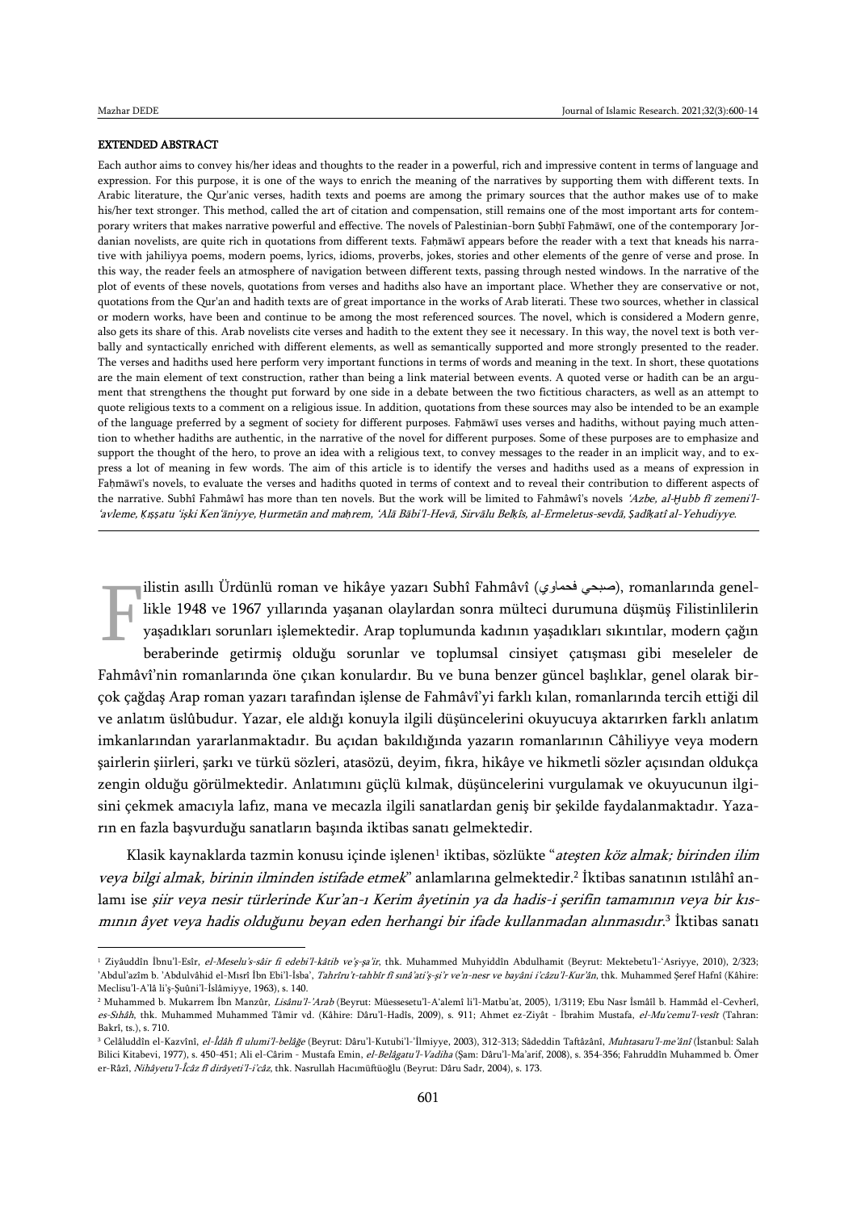### EXTENDED ABSTRACT

Each author aims to convey his/her ideas and thoughts to the reader in a powerful, rich and impressive content in terms of language and expression. For this purpose, it is one of the ways to enrich the meaning of the narratives by supporting them with different texts. In Arabic literature, the Qur'anic verses, hadith texts and poems are among the primary sources that the author makes use of to make his/her text stronger. This method, called the art of citation and compensation, still remains one of the most important arts for contemporary writers that makes narrative powerful and effective. The novels of Palestinian-born Ṣubḥī Faḥmāwī, one of the contemporary Jordanian novelists, are quite rich in quotations from different texts. Faḥmāwī appears before the reader with a text that kneads his narrative with jahiliyya poems, modern poems, lyrics, idioms, proverbs, jokes, stories and other elements of the genre of verse and prose. In this way, the reader feels an atmosphere of navigation between different texts, passing through nested windows. In the narrative of the plot of events of these novels, quotations from verses and hadiths also have an important place. Whether they are conservative or not, quotations from the Qur'an and hadith texts are of great importance in the works of Arab literati. These two sources, whether in classical or modern works, have been and continue to be among the most referenced sources. The novel, which is considered a Modern genre, also gets its share of this. Arab novelists cite verses and hadith to the extent they see it necessary. In this way, the novel text is both verbally and syntactically enriched with different elements, as well as semantically supported and more strongly presented to the reader. The verses and hadiths used here perform very important functions in terms of words and meaning in the text. In short, these quotations are the main element of text construction, rather than being a link material between events. A quoted verse or hadith can be an argument that strengthens the thought put forward by one side in a debate between the two fictitious characters, as well as an attempt to quote religious texts to a comment on a religious issue. In addition, quotations from these sources may also be intended to be an example of the language preferred by a segment of society for different purposes. Faḥmāwī uses verses and hadiths, without paying much attention to whether hadiths are authentic, in the narrative of the novel for different purposes. Some of these purposes are to emphasize and support the thought of the hero, to prove an idea with a religious text, to convey messages to the reader in an implicit way, and to express a lot of meaning in few words. The aim of this article is to identify the verses and hadiths used as a means of expression in Faḥmāwī's novels, to evaluate the verses and hadiths quoted in terms of context and to reveal their contribution to different aspects of the narrative. Subhî Fahmâwî has more than ten novels. But the work will be limited to Fahmâwî's novels *'Azbe, al-Ḥubb fī zemeni'l-'avleme, Ḳıṣṣatu 'işki Ken'āniyye, Ḥurmetān and maḥrem, 'Alā Bābi'l-Hevā, Sirvālu Belḳīs, al-Ermeletus-sevdā, Ṣadīḳatī al-Yehudiyye.*

Filistin asıllı Ürdünlü roman ve hikâye yazarı Subhî Fahmâvî (صبحي فحماوي), romanlarında genellikle 1948 ve 1967 yıllarında yaşanan olaylardan sonra mülteci durumuna düşmüş Filistinlilerin yaşadıkları sorunları işlemektedir. Arap toplumunda kadının yaşadıkları sıkıntılar, modern çağın beraberinde getirmiş olduğu sorunlar ve toplumsal cinsiyet çatışması gibi meseleler de Fahmâvî'nin romanlarında öne çıkan konulardır. Bu ve buna benzer güncel başlıklar, genel olarak birçok çağdaş Arap roman yazarı tarafından işlense de Fahmâvî'yi farklı kılan, romanlarında tercih ettiği dil ve anlatım üslûbudur. Yazar, ele aldığı konuyla ilgili düşüncelerini okuyucuya aktarırken farklı anlatım imkanlarından yararlanmaktadır. Bu açıdan bakıldığında yazarın romanlarının Câhiliyye veya modern şairlerin şiirleri, şarkı ve türkü sözleri, atasözü, deyim, fıkra, hikâye ve hikmetli sözler açısından oldukça zengin olduğu görülmektedir. Anlatımını güçlü kılmak, düşüncelerini vurgulamak ve okuyucunun ilgisini çekmek amacıyla lafız, mana ve mecazla ilgili sanatlardan geniş bir şekilde faydalanmaktadır. Yazarın en fazla başvurduğu sanatların başında iktibas sanatı gelmektedir.

Klasik kaynaklarda tazmin konusu içinde işlenen[1] iktibas, sözlükte "*ateşten köz almak; birinden ilim veya bilgi almak, birinin ilminden istifade etmek*" anlamlarına gelmektedir.[2] İktibas sanatının ıstılâhî anlamı ise *şiir veya nesir türlerinde Kur'an-ı Kerim âyetinin ya da hadis-i şerifin tamamının veya bir kısmının âyet veya hadis olduğunu beyan eden herhangi bir ifade kullanmadan alınmasıdır*.[3] İktibas sanatı

---

[1] Ziyâuddîn İbnu'l-Esîr, *el-Meselu's-sâir fi edebi'l-kâtib ve'ş-şa'ir*, thk. Muhammed Muhyiddîn Abdulhamit (Beyrut: Mektebetu'l-'Asriyye, 2010), 2/323; 'Abdul'azîm b. 'Abdulvâhid el-Mısrî İbn Ebi'l-İsba', *Tahrîru't-tahbîr fî sınâ'ati'ş-şi'r ve'n-nesr ve bayâni i'câzu'l-Kur'ân*, thk. Muhammed Şeref Hafnî (Kâhire: Meclisu'l-A'lâ li'ş-Şuûni'l-İslâmiyye, 1963), s. 140.

[2] Muhammed b. Mukarrem İbn Manzûr, *Lisânu'l-'Arab* (Beyrut: Müessesetu'l-A'alemî li'l-Matbu'at, 2005), 1/3119; Ebu Nasr İsmâîl b. Hammâd el-Cevherî, *es-Sıhâh*, thk. Muhammed Muhammed Tâmir vd. (Kâhire: Dâru'l-Hadîs, 2009), s. 911; Ahmet ez-Ziyât - İbrahim Mustafa, *el-Mu'cemu'l-vesît* (Tahran: Bakrî, ts.), s. 710.

[3] Celâluddîn el-Kazvînî, *el-Îdâh fî ulumi'l-belâğe* (Beyrut: Dâru'l-Kutubi'l-'İlmiyye, 2003), 312-313; Sâdeddin Taftâzânî, *Muhtasaru'l-me'ânî* (İstanbul: Salah Bilici Kitabevi, 1977), s. 450-451; Ali el-Cârim - Mustafa Emin, *el-Belâgatu'l-Vadiha* (Şam: Dâru'l-Ma'arif, 2008), s. 354-356; Fahruddîn Muhammed b. Ömer er-Râzî, *Nihâyetu'l-Îcâz fî dirâyeti'l-i'câz*, thk. Nasrullah Hacımüftüoğlu (Beyrut: Dâru Sadr, 2004), s. 173.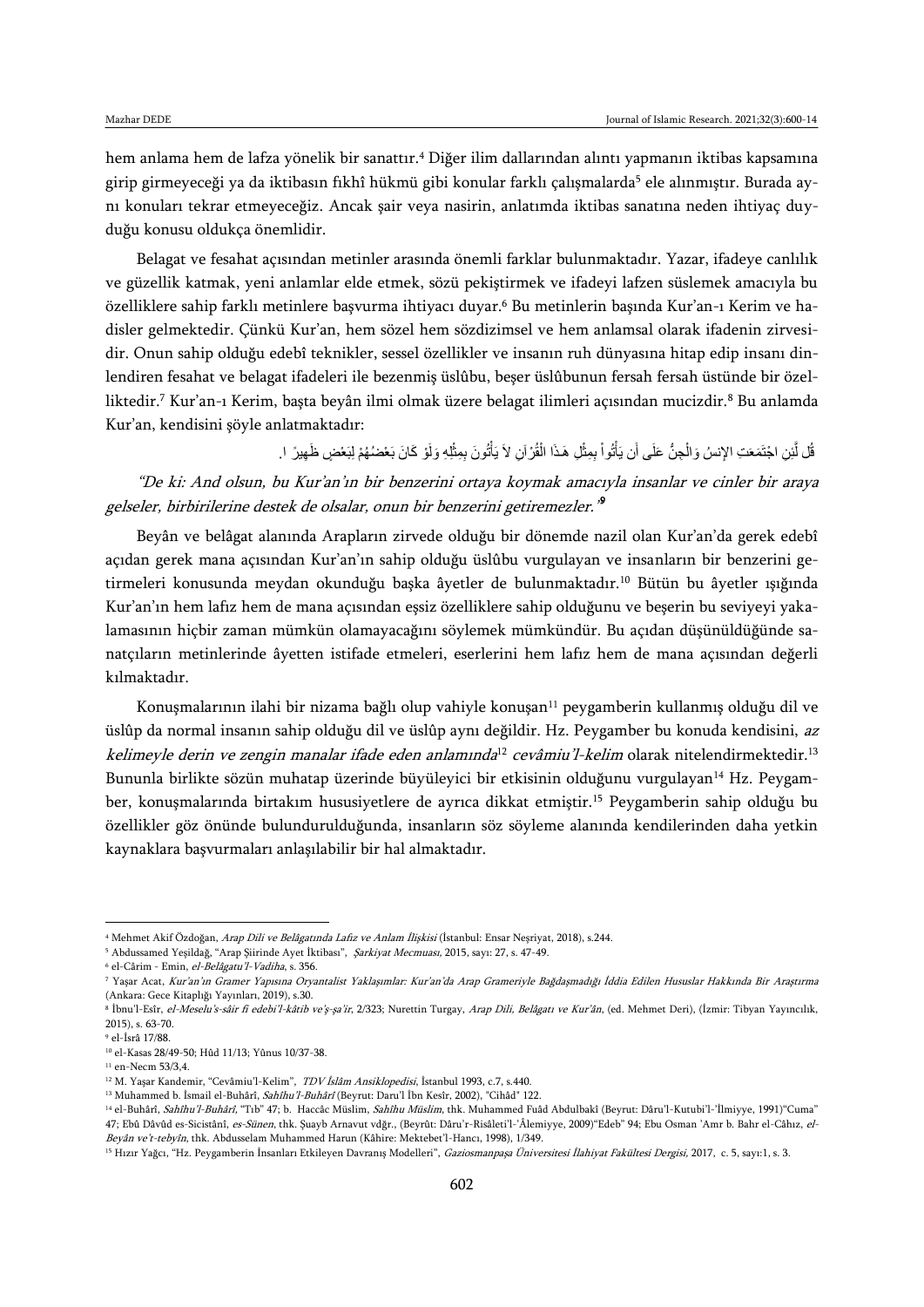hem anlama hem de lafza yönelik bir sanattır.[4] Diğer ilim dallarından alıntı yapmanın iktibas kapsamına girip girmeyeceği ya da iktibasın fıkhî hükmü gibi konular farklı çalışmalarda[5] ele alınmıştır. Burada aynı konuları tekrar etmeyeceğiz. Ancak şair veya nasirin, anlatımda iktibas sanatına neden ihtiyaç duyduğu konusu oldukça önemlidir.

Belagat ve fesahat açısından metinler arasında önemli farklar bulunmaktadır. Yazar, ifadeye canlılık ve güzellik katmak, yeni anlamlar elde etmek, sözü pekiştirmek ve ifadeyi lafzen süslemek amacıyla bu özelliklere sahip farklı metinlere başvurma ihtiyacı duyar.[6] Bu metinlerin başında Kur'an-ı Kerim ve hadisler gelmektedir. Çünkü Kur'an, hem sözel hem sözdizimsel ve hem anlamsal olarak ifadenin zirvesidir. Onun sahip olduğu edebî teknikler, sessel özellikler ve insanın ruh dünyasına hitap edip insanı dinlendiren fesahat ve belagat ifadeleri ile bezenmiş üslûbu, beşer üslûbunun fersah fersah üstünde bir özelliktedir.[7] Kur'an-ı Kerim, başta beyân ilmi olmak üzere belagat ilimleri açısından mucizdir.[8] Bu anlamda Kur'an, kendisini şöyle anlatmaktadır:

قُل لَّئِنِ اجْتَمَعَتِ الإِنسُ وَالْجِنُّ عَلَى أَن يَأْتُواْ بِمِثْلِ هَـذَا الْقُرْآنِ لاَ يَأْتُونَ بِمِثْلِهِ وَلَوْ كَانَ بَعْضُهُمْ لِبَعْضٍ ظَهِيرًا .

*"De ki: And olsun, bu Kur'an'ın bir benzerini ortaya koymak amacıyla insanlar ve cinler bir araya gelseler, birbirilerine destek de olsalar, onun bir benzerini getiremezler."*[9]

Beyân ve belâgat alanında Arapların zirvede olduğu bir dönemde nazil olan Kur'an'da gerek edebî açıdan gerek mana açısından Kur'an'ın sahip olduğu üslûbu vurgulayan ve insanların bir benzerini getirmeleri konusunda meydan okunduğu başka âyetler de bulunmaktadır.[10] Bütün bu âyetler ışığında Kur'an'ın hem lafız hem de mana açısından eşsiz özelliklere sahip olduğunu ve beşerin bu seviyeyi yakalamasının hiçbir zaman mümkün olamayacağını söylemek mümkündür. Bu açıdan düşünüldüğünde sanatçıların metinlerinde âyetten istifade etmeleri, eserlerini hem lafız hem de mana açısından değerli kılmaktadır.

Konuşmalarının ilahi bir nizama bağlı olup vahiyle konuşan[11] peygamberin kullanmış olduğu dil ve üslûp da normal insanın sahip olduğu dil ve üslûp aynı değildir. Hz. Peygamber bu konuda kendisini, *az kelimeyle derin ve zengin manalar ifade eden anlamında*[12] *cevâmiu'l-kelim* olarak nitelendirmektedir.[13] Bununla birlikte sözün muhatap üzerinde büyüleyici bir etkisinin olduğunu vurgulayan[14] Hz. Peygamber, konuşmalarında birtakım hususiyetlere de ayrıca dikkat etmiştir.[15] Peygamberin sahip olduğu bu özellikler göz önünde bulundurulduğunda, insanların söz söyleme alanında kendilerinden daha yetkin kaynaklara başvurmaları anlaşılabilir bir hal almaktadır.

---

[4] Mehmet Akif Özdoğan, *Arap Dili ve Belâgatında Lafız ve Anlam İlişkisi* (İstanbul: Ensar Neşriyat, 2018), s.244.

[5] Abdussamed Yeşildağ, "Arap Şiirinde Ayet İktibası", *Şarkiyat Mecmuası,* 2015, sayı: 27, s. 47-49.

[6] el-Cârim - Emin, *el-Belâgatu'l-Vadiha*, s. 356.

[7] Yaşar Acat, *Kur'an'ın Gramer Yapısına Oryantalist Yaklaşımlar: Kur'an'da Arap Grameriyle Bağdaşmadığı İddia Edilen Hususlar Hakkında Bir Araştırma* (Ankara: Gece Kitaplığı Yayınları, 2019), s.30.

[8] İbnu'l-Esîr, *el-Meselu's-sâir fi edebi'l-kâtib ve'ş-şa'ir*, 2/323; Nurettin Turgay, *Arap Dili, Belâgatı ve Kur'ân*, (ed. Mehmet Deri), (İzmir: Tibyan Yayıncılık, 2015), s. 63-70.

[9] el-İsrâ 17/88.

[10] el-Kasas 28/49-50; Hûd 11/13; Yûnus 10/37-38.

[11] en-Necm 53/3,4.

[12] M. Yaşar Kandemir, "Cevâmiu'l-Kelim", *TDV İslâm Ansiklopedisi*, İstanbul 1993, c.7, s.440.

[13] Muhammed b. İsmail el-Buhârî, *Sahîhu'l-Buhârî* (Beyrut: Daru'l İbn Kesîr, 2002), "Cihâd" 122.

[14] el-Buhârî, *Sahîhu'l-Buhârî*, "Tıb" 47; b. Haccâc Müslim, *Sahîhu Müslim*, thk. Muhammed Fuâd Abdulbakî (Beyrut: Dâru'l-Kutubi'l-'İlmiyye, 1991)"Cuma" 47; Ebû Dâvûd es-Sicistânî, *es-Sünen*, thk. Şuayb Arnavut vdğr., (Beyrût: Dâru'r-Risâleti'l-'Âlemiyye, 2009)"Edeb" 94; Ebu Osman 'Amr b. Bahr el-Câhız, *el-Beyân ve't-tebyîn*, thk. Abdusselam Muhammed Harun (Kâhire: Mektebet'l-Hancı, 1998), 1/349.

[15] Hızır Yağcı, "Hz. Peygamberin İnsanları Etkileyen Davranış Modelleri", *Gaziosmanpaşa Üniversitesi İlahiyat Fakültesi Dergisi,* 2017, c. 5, sayı:1, s. 3.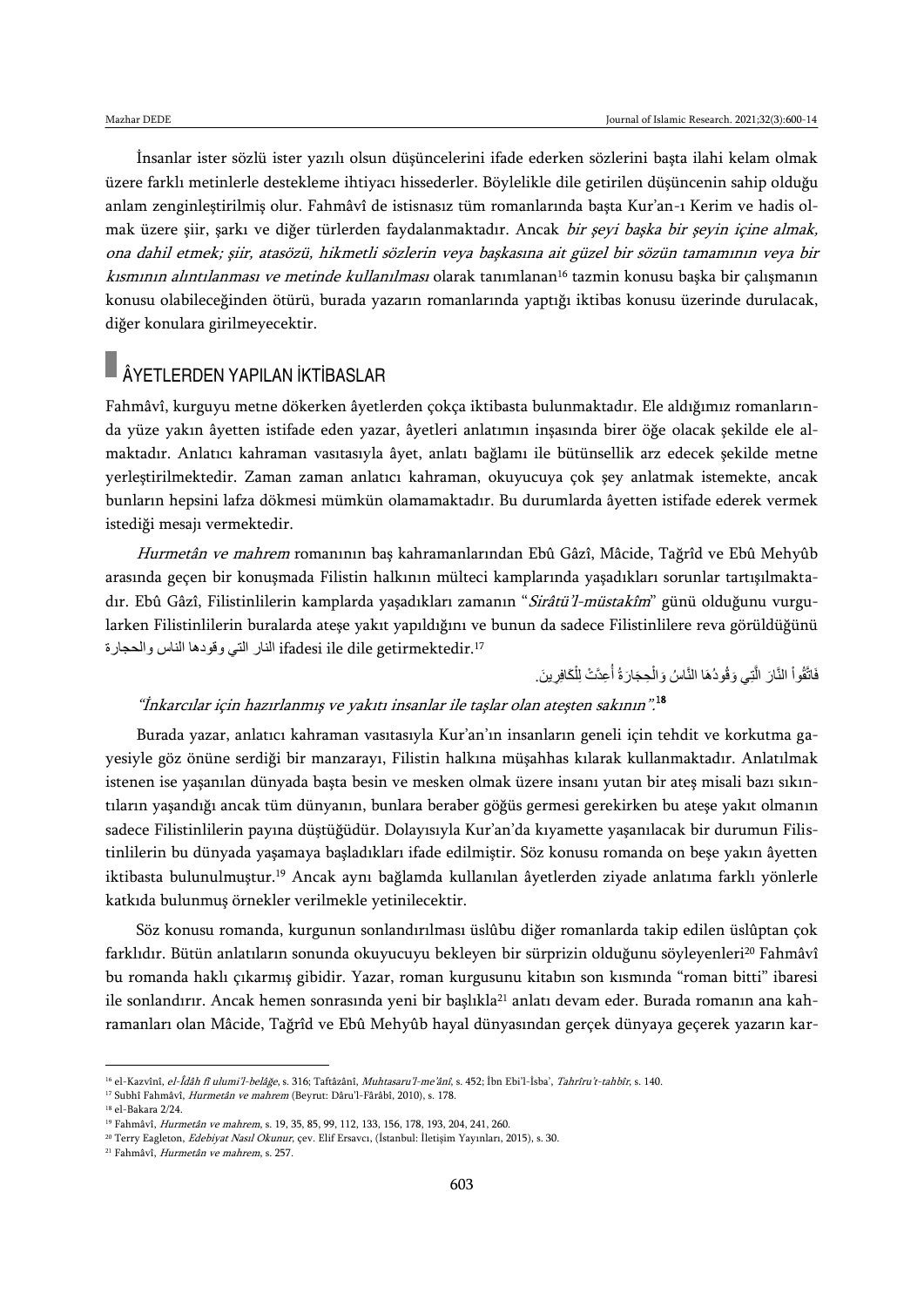İnsanlar ister sözlü ister yazılı olsun düşüncelerini ifade ederken sözlerini başta ilahi kelam olmak üzere farklı metinlerle destekleme ihtiyacı hissederler. Böylelikle dile getirilen düşüncenin sahip olduğu anlam zenginleştirilmiş olur. Fahmâvî de istisnasız tüm romanlarında başta Kur'an-ı Kerim ve hadis olmak üzere şiir, şarkı ve diğer türlerden faydalanmaktadır. Ancak *bir şeyi başka bir şeyin içine almak, ona dahil etmek; şiir, atasözü, hikmetli sözlerin veya başkasına ait güzel bir sözün tamamının veya bir kısmının alıntılanması ve metinde kullanılması* olarak tanımlanan[16] tazmin konusu başka bir çalışmanın konusu olabileceğinden ötürü, burada yazarın romanlarında yaptığı iktibas konusu üzerinde durulacak, diğer konulara girilmeyecektir.

## ÂYETLERDEN YAPILAN İKTİBASLAR

Fahmâvî, kurguyu metne dökerken âyetlerden çokça iktibasta bulunmaktadır. Ele aldığımız romanlarında yüze yakın âyetten istifade eden yazar, âyetleri anlatımın inşasında birer öğe olacak şekilde ele almaktadır. Anlatıcı kahraman vasıtasıyla âyet, anlatı bağlamı ile bütünsellik arz edecek şekilde metne yerleştirilmektedir. Zaman zaman anlatıcı kahraman, okuyucuya çok şey anlatmak istemekte, ancak bunların hepsini lafza dökmesi mümkün olamamaktadır. Bu durumlarda âyetten istifade ederek vermek istediği mesajı vermektedir.

*Hurmetân ve mahrem* romanının baş kahramanlarından Ebû Gâzî, Mâcide, Tağrîd ve Ebû Mehyûb arasında geçen bir konuşmada Filistin halkının mülteci kamplarında yaşadıkları sorunlar tartışılmaktadır. Ebû Gâzî, Filistinlilerin kamplarda yaşadıkları zamanın "*Sirâtü'l-müstakîm*" günü olduğunu vurgularken Filistinlilerin buralarda ateşe yakıt yapıldığını ve bunun da sadece Filistinlilere reva görüldüğünü النار التي وقودها الناس والحجارة ifadesi ile dile getirmektedir.[17]

فَاتَّقُواْ النَّارَ الَّتِي وَقُودُهَا النَّاسُ وَالْحِجَارَةُ أُعِدَّتْ لِلْكَافِرِينَ.

*"İnkarcılar için hazırlanmış ve yakıtı insanlar ile taşlar olan ateşten sakının".*[18]

Burada yazar, anlatıcı kahraman vasıtasıyla Kur'an'ın insanların geneli için tehdit ve korkutma gayesiyle göz önüne serdiği bir manzarayı, Filistin halkına müşahhas kılarak kullanmaktadır. Anlatılmak istenen ise yaşanılan dünyada başta besin ve mesken olmak üzere insanı yutan bir ateş misali bazı sıkıntıların yaşandığı ancak tüm dünyanın, bunlara beraber göğüs germesi gerekirken bu ateşe yakıt olmanın sadece Filistinlilerin payına düştüğüdür. Dolayısıyla Kur'an'da kıyamette yaşanılacak bir durumun Filistinlilerin bu dünyada yaşamaya başladıkları ifade edilmiştir. Söz konusu romanda on beşe yakın âyetten iktibasta bulunulmuştur.[19] Ancak aynı bağlamda kullanılan âyetlerden ziyade anlatıma farklı yönlerle katkıda bulunmuş örnekler verilmekle yetinilecektir.

Söz konusu romanda, kurgunun sonlandırılması üslûbu diğer romanlarda takip edilen üslûptan çok farklıdır. Bütün anlatıların sonunda okuyucuyu bekleyen bir sürprizin olduğunu söyleyenleri[20] Fahmâvî bu romanda haklı çıkarmış gibidir. Yazar, roman kurgusunu kitabın son kısmında "roman bitti" ibaresi ile sonlandırır. Ancak hemen sonrasında yeni bir başlıkla[21] anlatı devam eder. Burada romanın ana kahramanları olan Mâcide, Tağrîd ve Ebû Mehyûb hayal dünyasından gerçek dünyaya geçerek yazarın kar-

---

[16] el-Kazvînî, *el-Îdâh fî ulumi'l-belâğe*, s. 316; Taftâzânî, *Muhtasaru'l-me'ânî*, s. 452; İbn Ebi'l-İsba', *Tahrîru't-tahbîr*, s. 140.

[17] Subhî Fahmâvî, *Hurmetân ve mahrem* (Beyrut: Dâru'l-Fârâbî, 2010), s. 178.

[18] el-Bakara 2/24.

[19] Fahmâvî, *Hurmetân ve mahrem*, s. 19, 35, 85, 99, 112, 133, 156, 178, 193, 204, 241, 260.

[20] Terry Eagleton, *Edebiyat Nasıl Okunur*, çev. Elif Ersavcı, (İstanbul: İletişim Yayınları, 2015), s. 30.

[21] Fahmâvî, *Hurmetân ve mahrem*, s. 257.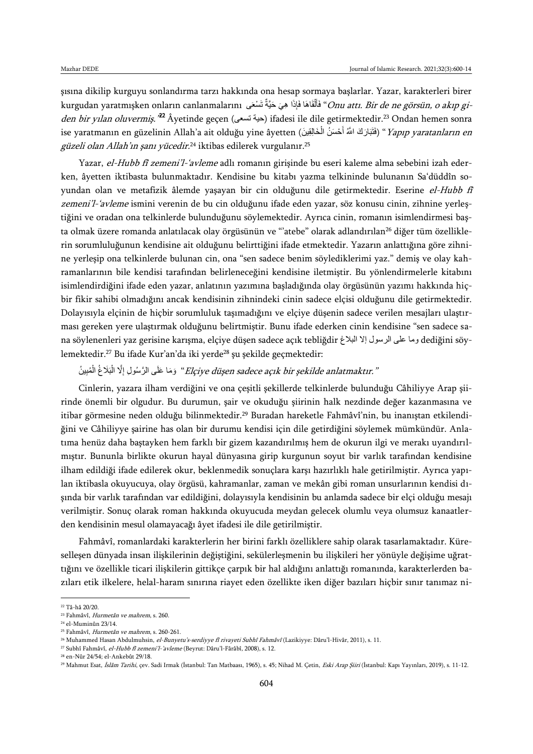şısına dikilip kurguyu sonlandırma tarzı hakkında ona hesap sormaya başlarlar. Yazar, karakterleri birer kurgudan yaratmışken onların canlanmalarını فَأَلْقَاهَا فَإِذَا هِيَ حَيَّةٌ تَسْعَى "*Onu attı. Bir de ne görsün, o akıp giden bir yılan oluvermiş.*"[22] Âyetinde geçen (حية تسعى) ifadesi ile dile getirmektedir.[23] Ondan hemen sonra ise yaratmanın en güzelinin Allah'a ait olduğu yine âyetten (فَتَبَارَكَ اللَّهُ أَحْسَنُ الْخَالِقِينَ) "*Yapıp yaratanların en güzeli olan Allah'ın şanı yücedir.*[24] iktibas edilerek vurgulanır.[25]

Yazar, *el-Hubb fî zemeni'l-'avleme* adlı romanın girişinde bu eseri kaleme alma sebebini izah ederken, âyetten iktibasta bulunmaktadır. Kendisine bu kitabı yazma telkininde bulunanın Sa'düddîn soyundan olan ve metafizik âlemde yaşayan bir cin olduğunu dile getirmektedir. Eserine *el-Hubb fî zemeni'l-'avleme* ismini verenin de bu cin olduğunu ifade eden yazar, söz konusu cinin, zihnine yerleştiğini ve oradan ona telkinlerde bulunduğunu söylemektedir. Ayrıca cinin, romanın isimlendirmesi başta olmak üzere romanda anlatılacak olay örgüsünün ve "'atebe" olarak adlandırılan[26] diğer tüm özelliklerin sorumluluğunun kendisine ait olduğunu belirttiğini ifade etmektedir. Yazarın anlattığına göre zihnine yerleşip ona telkinlerde bulunan cin, ona "sen sadece benim söylediklerimi yaz." demiş ve olay kahramanlarının bile kendisi tarafından belirleneceğini kendisine iletmiştir. Bu yönlendirmelerle kitabını isimlendirdiğini ifade eden yazar, anlatının yazımına başladığında olay örgüsünün yazımı hakkında hiçbir fikir sahibi olmadığını ancak kendisinin zihnindeki cinin sadece elçisi olduğunu dile getirmektedir. Dolayısıyla elçinin de hiçbir sorumluluk taşımadığını ve elçiye düşenin sadece verilen mesajları ulaştırması gereken yere ulaştırmak olduğunu belirtmiştir. Bunu ifade ederken cinin kendisine "sen sadece sana söylenenleri yaz gerisine karışma, elçiye düşen sadece açık tebliğdir وما على الرسول إلا البلاغ dediğini söylemektedir.[27] Bu ifade Kur'an'da iki yerde[28] şu şekilde geçmektedir:

وَمَا عَلَى الرَّسُولِ إِلَّا الْبَلَاغُ الْمُبِينُ "*Elçiye düşen sadece açık bir şekilde anlatmaktır.*"

Cinlerin, yazara ilham verdiğini ve ona çeşitli şekillerde telkinlerde bulunduğu Câhiliyye Arap şiirinde önemli bir olgudur. Bu durumun, şair ve okuduğu şiirinin halk nezdinde değer kazanmasına ve itibar görmesine neden olduğu bilinmektedir.[29] Buradan hareketle Fahmâvî'nin, bu inanıştan etkilendiğini ve Câhiliyye şairine has olan bir durumu kendisi için dile getirdiğini söylemek mümkündür. Anlatıma henüz daha baştayken hem farklı bir gizem kazandırılmış hem de okurun ilgi ve merakı uyandırılmıştır. Bununla birlikte okurun hayal dünyasına girip kurgunun soyut bir varlık tarafından kendisine ilham edildiği ifade edilerek okur, beklenmedik sonuçlara karşı hazırlıklı hale getirilmiştir. Ayrıca yapılan iktibasla okuyucuya, olay örgüsü, kahramanlar, zaman ve mekân gibi roman unsurlarının kendisi dışında bir varlık tarafından var edildiğini, dolayısıyla kendisinin bu anlamda sadece bir elçi olduğu mesajı verilmiştir. Sonuç olarak roman hakkında okuyucuda meydan gelecek olumlu veya olumsuz kanaatlerden kendisinin mesul olamayacağı âyet ifadesi ile dile getirilmiştir.

Fahmâvî, romanlardaki karakterlerin her birini farklı özelliklere sahip olarak tasarlamaktadır. Küreselleşen dünyada insan ilişkilerinin değiştiğini, sekülerleşmenin bu ilişkileri her yönüyle değişime uğrattığını ve özellikle ticari ilişkilerin gittikçe çarpık bir hal aldığını anlattığı romanında, karakterlerden bazıları etik ilkelere, helal-haram sınırına riayet eden özellikte iken diğer bazıları hiçbir sınır tanımaz ni-

---

[22] Tâ-hâ 20/20.

[23] Fahmâvî, *Hurmetân ve mahrem*, s. 260.

[24] el-Muminûn 23/14.

[25] Fahmâvî, *Hurmetân ve mahrem*, s. 260-261.

[26] Muhammed Hasan Abdulmuhsin, *el-Bunyetu's-serdiyye fî rivayeti Subhî Fahmâvî* (Lazikiyye: Dâru'l-Hivâr, 2011), s. 11.

[27] Subhî Fahmâvî, *el-Hubb fî zemeni'l-'avleme* (Beyrut: Dâru'l-Fârâbî, 2008), s. 12.

[28] en-Nûr 24/54; el-Ankebût 29/18.

[29] Mahmut Esat, *İslâm Tarihi*, çev. Sadi Irmak (İstanbul: Tan Matbaası, 1965), s. 45; Nihad M. Çetin, *Eski Arap Şiiri* (İstanbul: Kapı Yayınları, 2019), s. 11-12.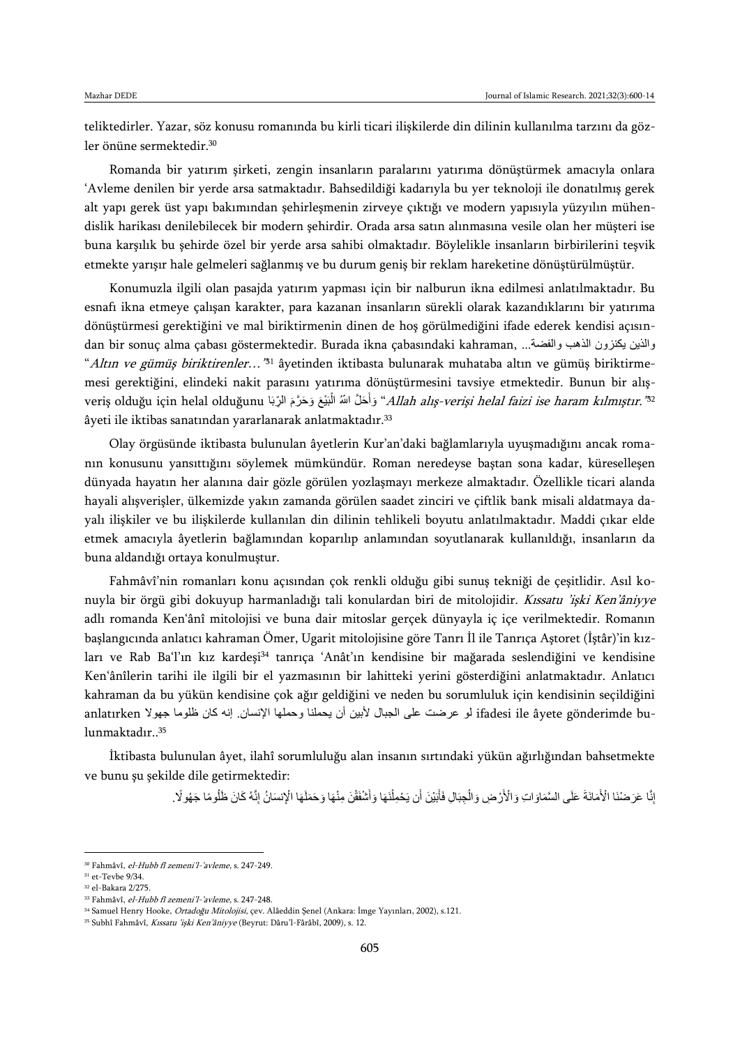teliktedirler. Yazar, söz konusu romanında bu kirli ticari ilişkilerde din dilinin kullanılma tarzını da gözler önüne sermektedir.[30]

Romanda bir yatırım şirketi, zengin insanların paralarını yatırıma dönüştürmek amacıyla onlara 'Avleme denilen bir yerde arsa satmaktadır. Bahsedildiği kadarıyla bu yer teknoloji ile donatılmış gerek alt yapı gerek üst yapı bakımından şehirleşmenin zirveye çıktığı ve modern yapısıyla yüzyılın mühendislik harikası denilebilecek bir modern şehirdir. Orada arsa satın alınmasına vesile olan her müşteri ise buna karşılık bu şehirde özel bir yerde arsa sahibi olmaktadır. Böylelikle insanların birbirilerini teşvik etmekte yarışır hale gelmeleri sağlanmış ve bu durum geniş bir reklam hareketine dönüştürülmüştür.

Konumuzla ilgili olan pasajda yatırım yapması için bir nalburun ikna edilmesi anlatılmaktadır. Bu esnafı ikna etmeye çalışan karakter, para kazanan insanların sürekli olarak kazandıklarını bir yatırıma dönüştürmesi gerektiğini ve mal biriktirmenin dinen de hoş görülmediğini ifade ederek kendisi açısından bir sonuç alma çabası göstermektedir. Burada ikna çabasındaki kahraman, والذين يكنزون الذهب والفضة... "*Altın ve gümüş biriktirenler…"*[31] âyetinden iktibasta bulunarak muhataba altın ve gümüş biriktirmemesi gerektiğini, elindeki nakit parasını yatırıma dönüştürmesini tavsiye etmektedir. Bunun bir alışveriş olduğu için helal olduğunu وَأَحَلَّ اللّهُ الْبَيْعَ وَحَرَّمَ الرِّبَا "*Allah alış-verişi helal faizi ise haram kılmıştır."*[32] âyeti ile iktibas sanatından yararlanarak anlatmaktadır.[33]

Olay örgüsünde iktibasta bulunulan âyetlerin Kur'an'daki bağlamlarıyla uyuşmadığını ancak romanın konusunu yansıttığını söylemek mümkündür. Roman neredeyse baştan sona kadar, küreselleşen dünyada hayatın her alanına dair gözle görülen yozlaşmayı merkeze almaktadır. Özellikle ticari alanda hayali alışverişler, ülkemizde yakın zamanda görülen saadet zinciri ve çiftlik bank misali aldatmaya dayalı ilişkiler ve bu ilişkilerde kullanılan din dilinin tehlikeli boyutu anlatılmaktadır. Maddi çıkar elde etmek amacıyla âyetlerin bağlamından koparılıp anlamından soyutlanarak kullanıldığı, insanların da buna aldandığı ortaya konulmuştur.

Fahmâvî'nin romanları konu açısından çok renkli olduğu gibi sunuş tekniği de çeşitlidir. Asıl konuyla bir örgü gibi dokuyup harmanladığı tali konulardan biri de mitolojidir. *Kıssatu 'işki Ken'âniyye* adlı romanda Ken'ânî mitolojisi ve buna dair mitoslar gerçek dünyayla iç içe verilmektedir. Romanın başlangıcında anlatıcı kahraman Ömer, Ugarit mitolojisine göre Tanrı İl ile Tanrıça Aştoret (İştâr)'in kızları ve Rab Ba'l'ın kız kardeşi[34] tanrıça 'Anât'ın kendisine bir mağarada seslendiğini ve kendisine Ken'ânîlerin tarihi ile ilgili bir el yazmasının bir lahitteki yerini gösterdiğini anlatmaktadır. Anlatıcı kahraman da bu yükün kendisine çok ağır geldiğini ve neden bu sorumluluk için kendisinin seçildiğini anlatırken لو عرضت على الجبال لأبين أن يحملنا وحملها الإنسان. إنه كان ظلوما جهولا ifadesi ile âyete gönderimde bulunmaktadır..[35]

İktibasta bulunulan âyet, ilahî sorumluluğu alan insanın sırtındaki yükün ağırlığından bahsetmekte ve bunu şu şekilde dile getirmektedir:

إِنَّا عَرَضْنَا الْأَمَانَةَ عَلَى السَّمَاوَاتِ وَالْأَرْضِ وَالْجِبَالِ فَأَبَيْنَ أَن يَحْمِلْنَهَا وَأَشْفَقْنَ مِنْهَا وَحَمَلَهَا الْإِنسَانُ إِنَّهُ كَانَ ظَلُومًا جَهُولًا.

---

[30] Fahmâvî, *el-Hubb fî zemeni'l-'avleme*, s. 247-249.

[31] et-Tevbe 9/34.

[32] el-Bakara 2/275.

[33] Fahmâvî, *el-Hubb fî zemeni'l-'avleme*, s. 247-248.

[34] Samuel Henry Hooke, *Ortadoğu Mitolojisi*, çev. Alâeddin Şenel (Ankara: İmge Yayınları, 2002), s.121.

[35] Subhî Fahmâvî, *Kıssatu 'işki Ken'âniyye* (Beyrut: Dâru'l-Fârâbî, 2009), s. 12.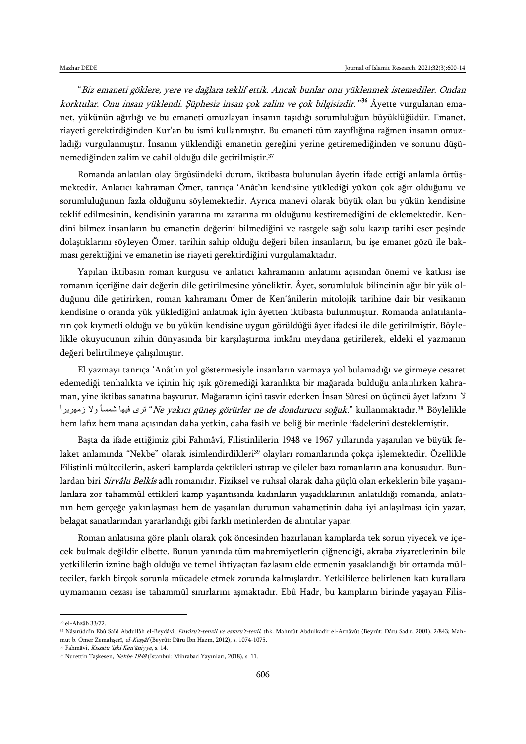"*Biz emaneti göklere, yere ve dağlara teklif ettik. Ancak bunlar onu yüklenmek istemediler. Ondan korktular. Onu insan yüklendi. Şüphesiz insan çok zalim ve çok bilgisizdir.*"[36] Âyette vurgulanan emanet, yükünün ağırlığı ve bu emaneti omuzlayan insanın taşıdığı sorumluluğun büyüklüğüdür. Emanet, riayeti gerektirdiğinden Kur'an bu ismi kullanmıştır. Bu emaneti tüm zayıflığına rağmen insanın omuzladığı vurgulanmıştır. İnsanın yüklendiği emanetin gereğini yerine getiremediğinden ve sonunu düşünemediğinden zalim ve cahil olduğu dile getirilmiştir.[37]

Romanda anlatılan olay örgüsündeki durum, iktibasta bulunulan âyetin ifade ettiği anlamla örtüşmektedir. Anlatıcı kahraman Ömer, tanrıça 'Anât'ın kendisine yüklediği yükün çok ağır olduğunu ve sorumluluğunun fazla olduğunu söylemektedir. Ayrıca manevi olarak büyük olan bu yükün kendisine teklif edilmesinin, kendisinin yararına mı zararına mı olduğunu kestiremediğini de eklemektedir. Kendini bilmez insanların bu emanetin değerini bilmediğini ve rastgele sağı solu kazıp tarihi eser peşinde dolaştıklarını söyleyen Ömer, tarihin sahip olduğu değeri bilen insanların, bu işe emanet gözü ile bakması gerektiğini ve emanetin ise riayeti gerektirdiğini vurgulamaktadır.

Yapılan iktibasın roman kurgusu ve anlatıcı kahramanın anlatımı açısından önemi ve katkısı ise romanın içeriğine dair değerin dile getirilmesine yöneliktir. Âyet, sorumluluk bilincinin ağır bir yük olduğunu dile getirirken, roman kahramanı Ömer de Ken'ânilerin mitolojik tarihine dair bir vesikanın kendisine o oranda yük yüklediğini anlatmak için âyetten iktibasta bulunmuştur. Romanda anlatılanların çok kıymetli olduğu ve bu yükün kendisine uygun görüldüğü âyet ifadesi ile dile getirilmiştir. Böylelikle okuyucunun zihin dünyasında bir karşılaştırma imkânı meydana getirilerek, eldeki el yazmanın değeri belirtilmeye çalışılmıştır.

El yazmayı tanrıça 'Anât'ın yol göstermesiyle insanların varmaya yol bulamadığı ve girmeye cesaret edemediği tenhalıkta ve içinin hiç ışık göremediği karanlıkta bir mağarada bulduğu anlatılırken kahraman, yine iktibas sanatına başvurur. Mağaranın içini tasvir ederken İnsan Sûresi on üçüncü âyet lafzını لا ترى فيها شمساً ولا زمهريراً "*Ne yakıcı güneş görürler ne de dondurucu soğuk*." kullanmaktadır.[38] Böylelikle hem lafız hem mana açısından daha yetkin, daha fasih ve beliğ bir metinle ifadelerini desteklemiştir.

Başta da ifade ettiğimiz gibi Fahmâvî, Filistinlilerin 1948 ve 1967 yıllarında yaşanılan ve büyük felaket anlamında "Nekbe" olarak isimlendirdikleri[39] olayları romanlarında çokça işlemektedir. Özellikle Filistinli mültecilerin, askeri kamplarda çektikleri ıstırap ve çileler bazı romanların ana konusudur. Bunlardan biri *Sirvâlu Belkîs* adlı romanıdır. Fiziksel ve ruhsal olarak daha güçlü olan erkeklerin bile yaşanılanlara zor tahammül ettikleri kamp yaşantısında kadınların yaşadıklarının anlatıldığı romanda, anlatının hem gerçeğe yakınlaşması hem de yaşanılan durumun vahametinin daha iyi anlaşılması için yazar, belagat sanatlarından yararlandığı gibi farklı metinlerden de alıntılar yapar.

Roman anlatısına göre planlı olarak çok öncesinden hazırlanan kamplarda tek sorun yiyecek ve içecek bulmak değildir elbette. Bunun yanında tüm mahremiyetlerin çiğnendiği, akraba ziyaretlerinin bile yetkililerin iznine bağlı olduğu ve temel ihtiyaçtan fazlasını elde etmenin yasaklandığı bir ortamda mülteciler, farklı birçok sorunla mücadele etmek zorunda kalmışlardır. Yetkililerce belirlenen katı kurallara uymamanın cezası ise tahammül sınırlarını aşmaktadır. Ebû Hadr, bu kampların birinde yaşayan Filis-

---

[36] el-Ahzâb 33/72.

[37] Nâsırüddîn Ebû Saîd Abdullâh el-Beydâvî, *Envâru't-tenzîl ve esraru't-tevîl*, thk. Mahmût Abdulkadir el-Arnâvût (Beyrût: Dâru Sadır, 2001), 2/843; Mahmut b. Ömer Zemahşerî, *el-Keşşâf* (Beyrût: Dâru İbn Hazm, 2012), s. 1074-1075.

[38] Fahmâvî, *Kıssatu 'işki Ken'âniyye*, s. 14.

[39] Nurettin Taşkesen, *Nekbe 1948* (İstanbul: Mihrabad Yayınları, 2018), s. 11.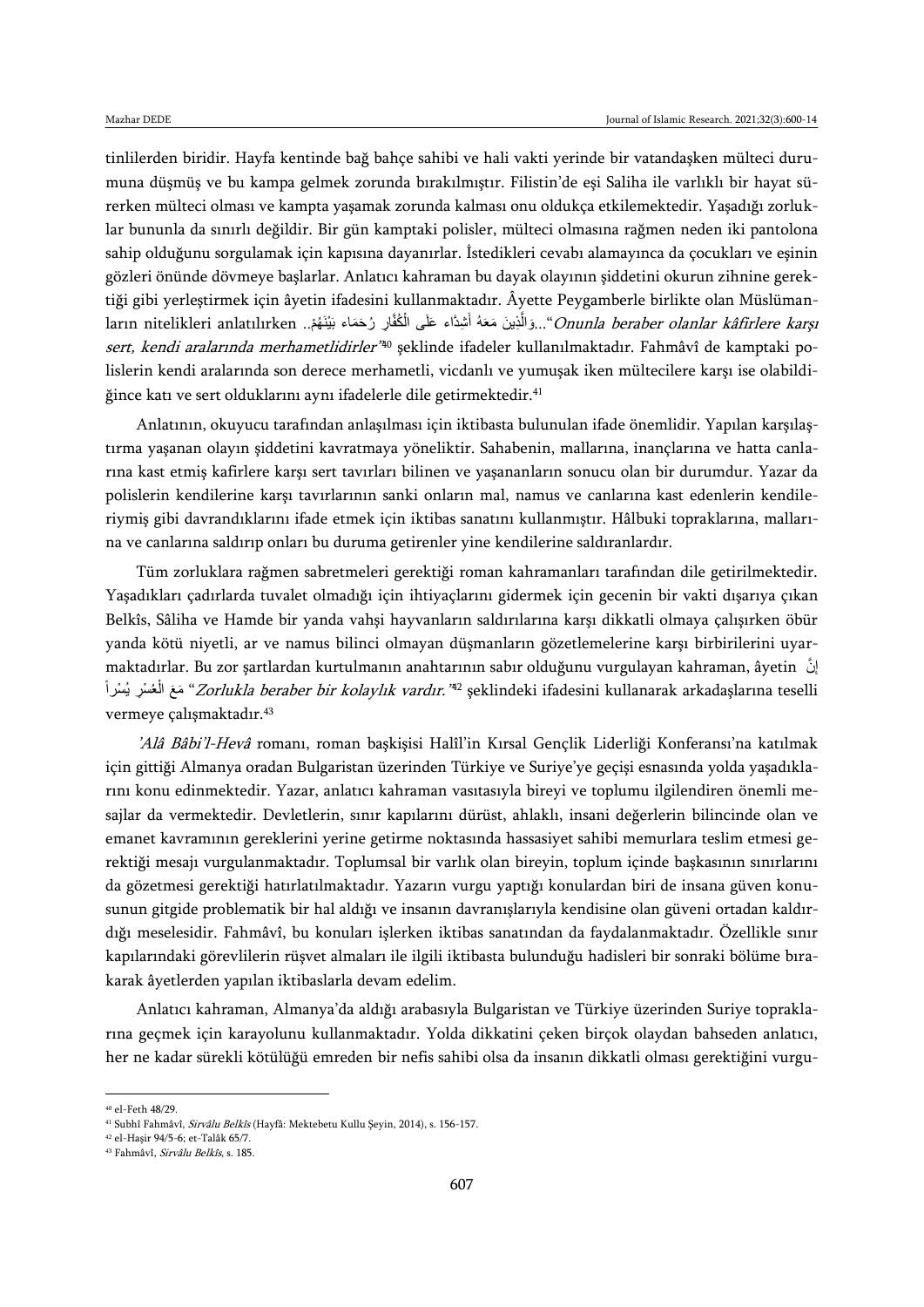tinlilerden biridir. Hayfa kentinde bağ bahçe sahibi ve hali vakti yerinde bir vatandaşken mülteci durumuna düşmüş ve bu kampa gelmek zorunda bırakılmıştır. Filistin'de eşi Saliha ile varlıklı bir hayat sürerken mülteci olması ve kampta yaşamak zorunda kalması onu oldukça etkilemektedir. Yaşadığı zorluklar bununla da sınırlı değildir. Bir gün kamptaki polisler, mülteci olmasına rağmen neden iki pantolona sahip olduğunu sorgulamak için kapısına dayanırlar. İstedikleri cevabı alamayınca da çocukları ve eşinin gözleri önünde dövmeye başlarlar. Anlatıcı kahraman bu dayak olayının şiddetini okurun zihnine gerektiği gibi yerleştirmek için âyetin ifadesini kullanmaktadır. Âyette Peygamberle birlikte olan Müslümanların nitelikleri anlatılırken ..وَالَّذِينَ مَعَهُ أَشِدَّاء عَلَى الْكُفَّارِ رُحَمَاء بَيْنَهُمْ..."*Onunla beraber olanlar kâfirlere karşı sert, kendi aralarında merhametlidirler*"[40] şeklinde ifadeler kullanılmaktadır. Fahmâvî de kamptaki polislerin kendi aralarında son derece merhametli, vicdanlı ve yumuşak iken mültecilere karşı ise olabildiğince katı ve sert olduklarını aynı ifadelerle dile getirmektedir.[41]

Anlatının, okuyucu tarafından anlaşılması için iktibasta bulunulan ifade önemlidir. Yapılan karşılaştırma yaşanan olayın şiddetini kavratmaya yöneliktir. Sahabenin, mallarına, inançlarına ve hatta canlarına kast etmiş kafirlere karşı sert tavırları bilinen ve yaşananların sonucu olan bir durumdur. Yazar da polislerin kendilerine karşı tavırlarının sanki onların mal, namus ve canlarına kast edenlerin kendileriymiş gibi davrandıklarını ifade etmek için iktibas sanatını kullanmıştır. Hâlbuki topraklarına, mallarına ve canlarına saldırıp onları bu duruma getirenler yine kendilerine saldıranlardır.

Tüm zorluklara rağmen sabretmeleri gerektiği roman kahramanları tarafından dile getirilmektedir. Yaşadıkları çadırlarda tuvalet olmadığı için ihtiyaçlarını gidermek için gecenin bir vakti dışarıya çıkan Belkîs, Sâliha ve Hamde bir yanda vahşi hayvanların saldırılarına karşı dikkatli olmaya çalışırken öbür yanda kötü niyetli, ar ve namus bilinci olmayan düşmanların gözetlemelerine karşı birbirilerini uyarmaktadırlar. Bu zor şartlardan kurtulmanın anahtarının sabır olduğunu vurgulayan kahraman, âyetin إِنَّ مَعَ الْعُسْرِ يُسْراً "*Zorlukla beraber bir kolaylık vardır.*"[42] şeklindeki ifadesini kullanarak arkadaşlarına teselli vermeye çalışmaktadır.[43]

*'Alâ Bâbi'l-Hevâ* romanı, roman başkişisi Halîl'in Kırsal Gençlik Liderliği Konferansı'na katılmak için gittiği Almanya oradan Bulgaristan üzerinden Türkiye ve Suriye'ye geçişi esnasında yolda yaşadıklarını konu edinmektedir. Yazar, anlatıcı kahraman vasıtasıyla bireyi ve toplumu ilgilendiren önemli mesajlar da vermektedir. Devletlerin, sınır kapılarını dürüst, ahlaklı, insani değerlerin bilincinde olan ve emanet kavramının gereklerini yerine getirme noktasında hassasiyet sahibi memurlara teslim etmesi gerektiği mesajı vurgulanmaktadır. Toplumsal bir varlık olan bireyin, toplum içinde başkasının sınırlarını da gözetmesi gerektiği hatırlatılmaktadır. Yazarın vurgu yaptığı konulardan biri de insana güven konusunun gitgide problematik bir hal aldığı ve insanın davranışlarıyla kendisine olan güveni ortadan kaldırdığı meselesidir. Fahmâvî, bu konuları işlerken iktibas sanatından da faydalanmaktadır. Özellikle sınır kapılarındaki görevlilerin rüşvet almaları ile ilgili iktibasta bulunduğu hadisleri bir sonraki bölüme bırakarak âyetlerden yapılan iktibaslarla devam edelim.

Anlatıcı kahraman, Almanya'da aldığı arabasıyla Bulgaristan ve Türkiye üzerinden Suriye topraklarına geçmek için karayolunu kullanmaktadır. Yolda dikkatini çeken birçok olaydan bahseden anlatıcı, her ne kadar sürekli kötülüğü emreden bir nefis sahibi olsa da insanın dikkatli olması gerektiğini vurgu-

---

[40] el-Feth 48/29.

[41] Subhî Fahmâvî, *Sirvâlu Belkîs* (Hayfâ: Mektebetu Kullu Şeyin, 2014), s. 156-157.

[42] el-Haşir 94/5-6; et-Talâk 65/7.

[43] Fahmâvî, *Sirvâlu Belkîs*, s. 185.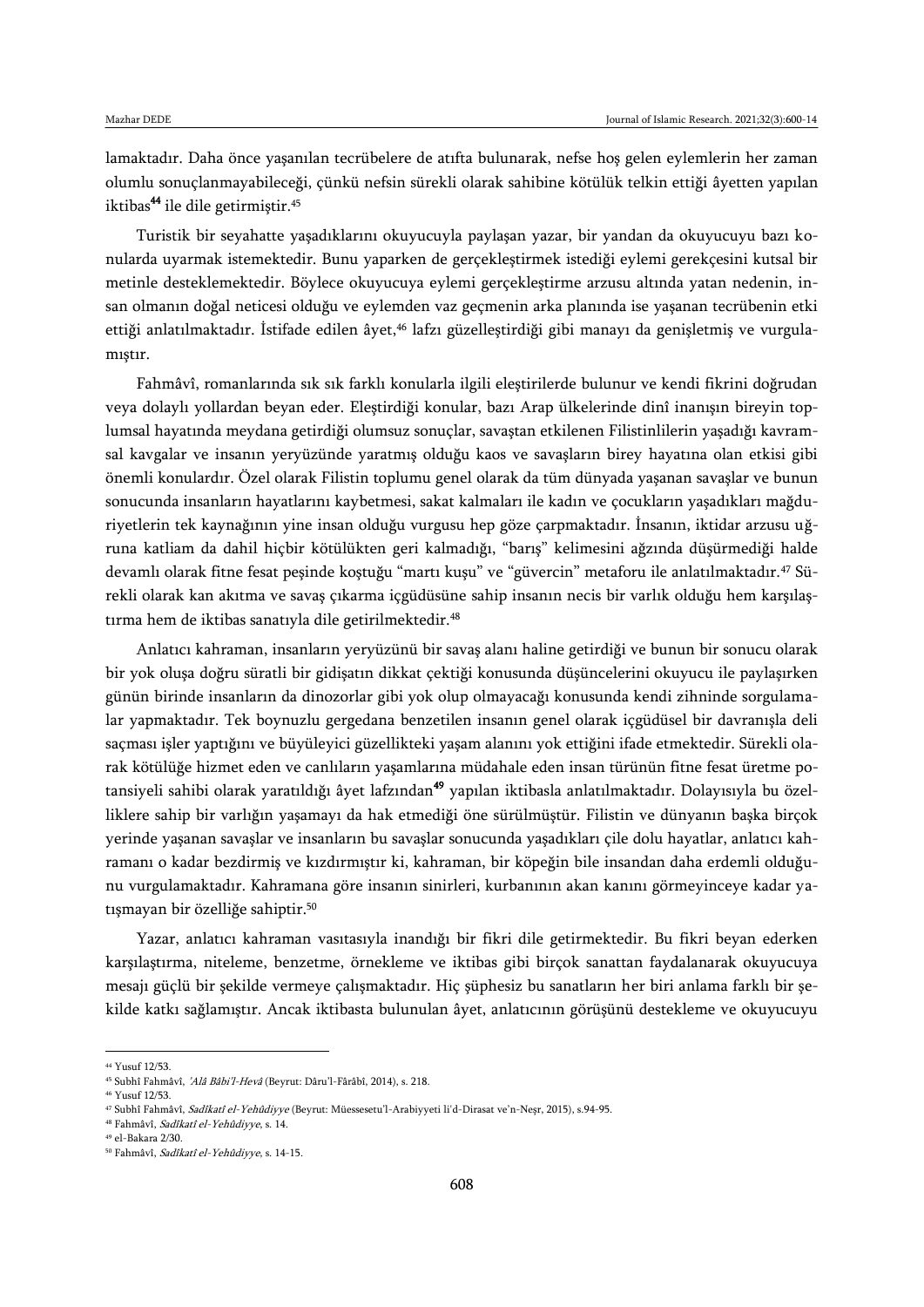lamaktadır. Daha önce yaşanılan tecrübelere de atıfta bulunarak, nefse hoş gelen eylemlerin her zaman olumlu sonuçlanmayabileceği, çünkü nefsin sürekli olarak sahibine kötülük telkin ettiği âyetten yapılan iktibas[44] ile dile getirmiştir.[45]

Turistik bir seyahatte yaşadıklarını okuyucuyla paylaşan yazar, bir yandan da okuyucuyu bazı konularda uyarmak istemektedir. Bunu yaparken de gerçekleştirmek istediği eylemi gerekçesini kutsal bir metinle desteklemektedir. Böylece okuyucuya eylemi gerçekleştirme arzusu altında yatan nedenin, insan olmanın doğal neticesi olduğu ve eylemden vaz geçmenin arka planında ise yaşanan tecrübenin etki ettiği anlatılmaktadır. İstifade edilen âyet,[46] lafzı güzelleştirdiği gibi manayı da genişletmiş ve vurgulamıştır.

Fahmâvî, romanlarında sık sık farklı konularla ilgili eleştirilerde bulunur ve kendi fikrini doğrudan veya dolaylı yollardan beyan eder. Eleştirdiği konular, bazı Arap ülkelerinde dinî inanışın bireyin toplumsal hayatında meydana getirdiği olumsuz sonuçlar, savaştan etkilenen Filistinlilerin yaşadığı kavramsal kavgalar ve insanın yeryüzünde yaratmış olduğu kaos ve savaşların birey hayatına olan etkisi gibi önemli konulardır. Özel olarak Filistin toplumu genel olarak da tüm dünyada yaşanan savaşlar ve bunun sonucunda insanların hayatlarını kaybetmesi, sakat kalmaları ile kadın ve çocukların yaşadıkları mağduriyetlerin tek kaynağının yine insan olduğu vurgusu hep göze çarpmaktadır. İnsanın, iktidar arzusu uğruna katliam da dahil hiçbir kötülükten geri kalmadığı, "barış" kelimesini ağzında düşürmediği halde devamlı olarak fitne fesat peşinde koştuğu "martı kuşu" ve "güvercin" metaforu ile anlatılmaktadır.[47] Sürekli olarak kan akıtma ve savaş çıkarma içgüdüsüne sahip insanın necis bir varlık olduğu hem karşılaştırma hem de iktibas sanatıyla dile getirilmektedir.[48]

Anlatıcı kahraman, insanların yeryüzünü bir savaş alanı haline getirdiği ve bunun bir sonucu olarak bir yok oluşa doğru süratli bir gidişatın dikkat çektiği konusunda düşüncelerini okuyucu ile paylaşırken günün birinde insanların da dinozorlar gibi yok olup olmayacağı konusunda kendi zihninde sorgulamalar yapmaktadır. Tek boynuzlu gergedana benzetilen insanın genel olarak içgüdüsel bir davranışla deli saçması işler yaptığını ve büyüleyici güzellikteki yaşam alanını yok ettiğini ifade etmektedir. Sürekli olarak kötülüğe hizmet eden ve canlıların yaşamlarına müdahale eden insan türünün fitne fesat üretme potansiyeli sahibi olarak yaratıldığı âyet lafzından[49] yapılan iktibasla anlatılmaktadır. Dolayısıyla bu özelliklere sahip bir varlığın yaşamayı da hak etmediği öne sürülmüştür. Filistin ve dünyanın başka birçok yerinde yaşanan savaşlar ve insanların bu savaşlar sonucunda yaşadıkları çile dolu hayatlar, anlatıcı kahramanı o kadar bezdirmiş ve kızdırmıştır ki, kahraman, bir köpeğin bile insandan daha erdemli olduğunu vurgulamaktadır. Kahramana göre insanın sinirleri, kurbanının akan kanını görmeyinceye kadar yatışmayan bir özelliğe sahiptir.[50]

Yazar, anlatıcı kahraman vasıtasıyla inandığı bir fikri dile getirmektedir. Bu fikri beyan ederken karşılaştırma, niteleme, benzetme, örnekleme ve iktibas gibi birçok sanattan faydalanarak okuyucuya mesajı güçlü bir şekilde vermeye çalışmaktadır. Hiç şüphesiz bu sanatların her biri anlama farklı bir şekilde katkı sağlamıştır. Ancak iktibasta bulunulan âyet, anlatıcının görüşünü destekleme ve okuyucuyu

---

[44] Yusuf 12/53.

[45] Subhî Fahmâvî, *'Alâ Bâbi'l-Hevâ* (Beyrut: Dâru'l-Fârâbî, 2014), s. 218.

[46] Yusuf 12/53.

[47] Subhî Fahmâvî, *Sadîkatî el-Yehûdiyye* (Beyrut: Müessesetu'l-Arabiyyeti li'd-Dirasat ve'n-Neşr, 2015), s.94-95.

[48] Fahmâvî, *Sadîkatî el-Yehûdiyye*, s. 14.

[49] el-Bakara 2/30.

[50] Fahmâvî, *Sadîkatî el-Yehûdiyye*, s. 14-15.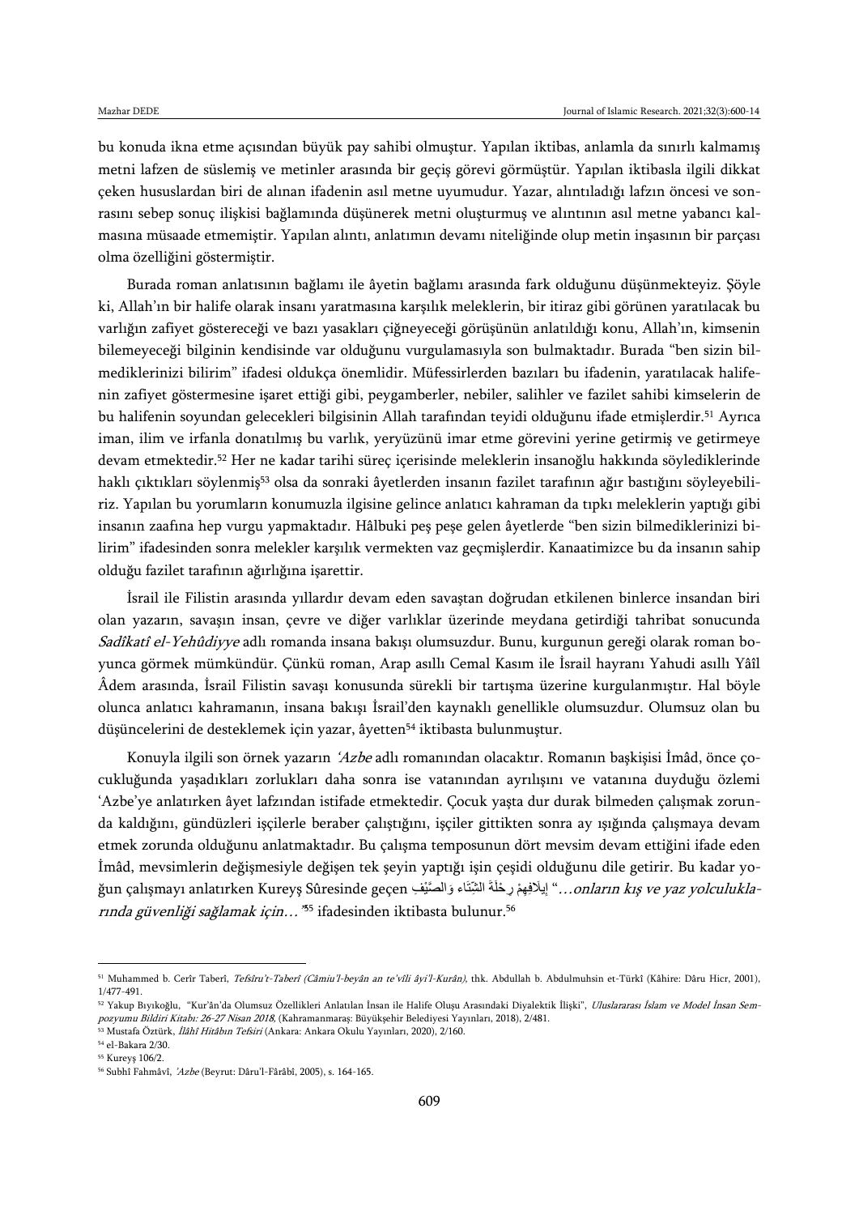bu konuda ikna etme açısından büyük pay sahibi olmuştur. Yapılan iktibas, anlamla da sınırlı kalmamış metni lafzen de süslemiş ve metinler arasında bir geçiş görevi görmüştür. Yapılan iktibasla ilgili dikkat çeken hususlardan biri de alınan ifadenin asıl metne uyumudur. Yazar, alıntıladığı lafzın öncesi ve sonrasını sebep sonuç ilişkisi bağlamında düşünerek metni oluşturmuş ve alıntının asıl metne yabancı kalmasına müsaade etmemiştir. Yapılan alıntı, anlatımın devamı niteliğinde olup metin inşasının bir parçası olma özelliğini göstermiştir.

Burada roman anlatısının bağlamı ile âyetin bağlamı arasında fark olduğunu düşünmekteyiz. Şöyle ki, Allah'ın bir halife olarak insanı yaratmasına karşılık meleklerin, bir itiraz gibi görünen yaratılacak bu varlığın zafiyet göstereceği ve bazı yasakları çiğneyeceği görüşünün anlatıldığı konu, Allah'ın, kimsenin bilemeyeceği bilginin kendisinde var olduğunu vurgulamasıyla son bulmaktadır. Burada "ben sizin bilmediklerinizi bilirim" ifadesi oldukça önemlidir. Müfessirlerden bazıları bu ifadenin, yaratılacak halifenin zafiyet göstermesine işaret ettiği gibi, peygamberler, nebiler, salihler ve fazilet sahibi kimselerin de bu halifenin soyundan gelecekleri bilgisinin Allah tarafından teyidi olduğunu ifade etmişlerdir.[51] Ayrıca iman, ilim ve irfanla donatılmış bu varlık, yeryüzünü imar etme görevini yerine getirmiş ve getirmeye devam etmektedir.[52] Her ne kadar tarihi süreç içerisinde meleklerin insanoğlu hakkında söylediklerinde haklı çıktıkları söylenmiş[53] olsa da sonraki âyetlerden insanın fazilet tarafının ağır bastığını söyleyebiliriz. Yapılan bu yorumların konumuzla ilgisine gelince anlatıcı kahraman da tıpkı meleklerin yaptığı gibi insanın zaafına hep vurgu yapmaktadır. Hâlbuki peş peşe gelen âyetlerde "ben sizin bilmediklerinizi bilirim" ifadesinden sonra melekler karşılık vermekten vaz geçmişlerdir. Kanaatimizce bu da insanın sahip olduğu fazilet tarafının ağırlığına işarettir.

İsrail ile Filistin arasında yıllardır devam eden savaştan doğrudan etkilenen binlerce insandan biri olan yazarın, savaşın insan, çevre ve diğer varlıklar üzerinde meydana getirdiği tahribat sonucunda *Sadîkatî el-Yehûdiyye* adlı romanda insana bakışı olumsuzdur. Bunu, kurgunun gereği olarak roman boyunca görmek mümkündür. Çünkü roman, Arap asıllı Cemal Kasım ile İsrail hayranı Yahudi asıllı Yâîl Âdem arasında, İsrail Filistin savaşı konusunda sürekli bir tartışma üzerine kurgulanmıştır. Hal böyle olunca anlatıcı kahramanın, insana bakışı İsrail'den kaynaklı genellikle olumsuzdur. Olumsuz olan bu düşüncelerini de desteklemek için yazar, âyetten[54] iktibasta bulunmuştur.

Konuyla ilgili son örnek yazarın *'Azbe* adlı romanından olacaktır. Romanın başkişisi İmâd, önce çocukluğunda yaşadıkları zorlukları daha sonra ise vatanından ayrılışını ve vatanına duyduğu özlemi 'Azbe'ye anlatırken âyet lafzından istifade etmektedir. Çocuk yaşta dur durak bilmeden çalışmak zorunda kaldığını, gündüzleri işçilerle beraber çalıştığını, işçiler gittikten sonra ay ışığında çalışmaya devam etmek zorunda olduğunu anlatmaktadır. Bu çalışma temposunun dört mevsim devam ettiğini ifade eden İmâd, mevsimlerin değişmesiyle değişen tek şeyin yaptığı işin çeşidi olduğunu dile getirir. Bu kadar yoğun çalışmayı anlatırken Kureyş Sûresinde geçen إِيلَافِهِمْ رِحْلَةَ الشِّتَاءِ وَالصَّيْفِ "*…onların kış ve yaz yolculuklarında güvenliği sağlamak için…*"[55] ifadesinden iktibasta bulunur.[56]

---

[51] Muhammed b. Cerîr Taberî, *Tefsîru't-Taberî (Câmiu'l-beyân an te'vîli âyi'l-Kurân)*, thk. Abdullah b. Abdulmuhsin et-Türkî (Kâhire: Dâru Hicr, 2001), 1/477-491.

[52] Yakup Bıyıkoğlu, "Kur'ân'da Olumsuz Özellikleri Anlatılan İnsan ile Halife Oluşu Arasındaki Diyalektik İlişki", *Uluslararası İslam ve Model İnsan Sempozyumu Bildiri Kitabı: 26-27 Nisan 2018*, (Kahramanmaraş: Büyükşehir Belediyesi Yayınları, 2018), 2/481.

[53] Mustafa Öztürk, *İlâhî Hitâbın Tefsiri* (Ankara: Ankara Okulu Yayınları, 2020), 2/160.

[54] el-Bakara 2/30.

[55] Kureyş 106/2.

[56] Subhî Fahmâvî, *'Azbe* (Beyrut: Dâru'l-Fârâbî, 2005), s. 164-165.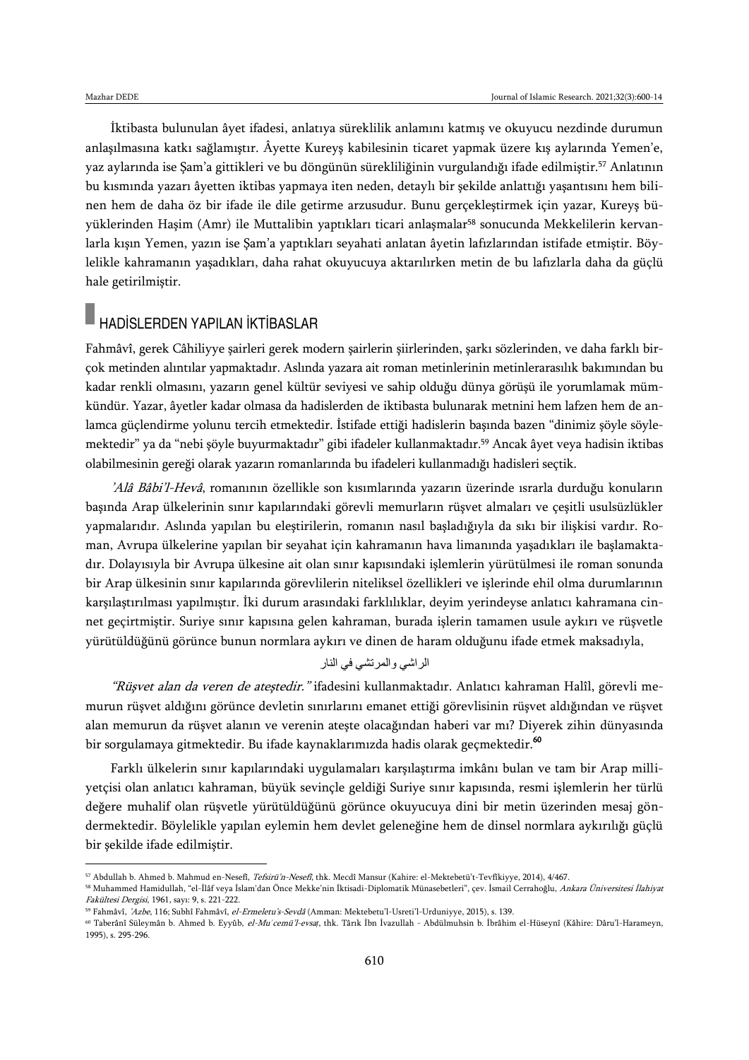İktibasta bulunulan âyet ifadesi, anlatıya süreklilik anlamını katmış ve okuyucu nezdinde durumun anlaşılmasına katkı sağlamıştır. Âyette Kureyş kabilesinin ticaret yapmak üzere kış aylarında Yemen'e, yaz aylarında ise Şam'a gittikleri ve bu döngünün sürekliliğinin vurgulandığı ifade edilmiştir.[57] Anlatının bu kısmında yazarı âyetten iktibas yapmaya iten neden, detaylı bir şekilde anlattığı yaşantısını hem bilinen hem de daha öz bir ifade ile dile getirme arzusudur. Bunu gerçekleştirmek için yazar, Kureyş büyüklerinden Haşim (Amr) ile Muttalibin yaptıkları ticari anlaşmalar[58] sonucunda Mekkelilerin kervanlarla kışın Yemen, yazın ise Şam'a yaptıkları seyahati anlatan âyetin lafızlarından istifade etmiştir. Böylelikle kahramanın yaşadıkları, daha rahat okuyucuya aktarılırken metin de bu lafızlarla daha da güçlü hale getirilmiştir.

## HADİSLERDEN YAPILAN İKTİBASLAR

Fahmâvî, gerek Câhiliyye şairleri gerek modern şairlerin şiirlerinden, şarkı sözlerinden, ve daha farklı birçok metinden alıntılar yapmaktadır. Aslında yazara ait roman metinlerinin metinlerarasılık bakımından bu kadar renkli olmasını, yazarın genel kültür seviyesi ve sahip olduğu dünya görüşü ile yorumlamak mümkündür. Yazar, âyetler kadar olmasa da hadislerden de iktibasta bulunarak metnini hem lafzen hem de anlamca güçlendirme yolunu tercih etmektedir. İstifade ettiği hadislerin başında bazen "dinimiz şöyle söylemektedir" ya da "nebi şöyle buyurmaktadır" gibi ifadeler kullanmaktadır.[59] Ancak âyet veya hadisin iktibas olabilmesinin gereği olarak yazarın romanlarında bu ifadeleri kullanmadığı hadisleri seçtik.

*'Alâ Bâbi'l-Hevâ*, romanının özellikle son kısımlarında yazarın üzerinde ısrarla durduğu konuların başında Arap ülkelerinin sınır kapılarındaki görevli memurların rüşvet almaları ve çeşitli usulsüzlükler yapmalarıdır. Aslında yapılan bu eleştirilerin, romanın nasıl başladığıyla da sıkı bir ilişkisi vardır. Roman, Avrupa ülkelerine yapılan bir seyahat için kahramanın hava limanında yaşadıkları ile başlamaktadır. Dolayısıyla bir Avrupa ülkesine ait olan sınır kapısındaki işlemlerin yürütülmesi ile roman sonunda bir Arap ülkesinin sınır kapılarında görevlilerin niteliksel özellikleri ve işlerinde ehil olma durumlarının karşılaştırılması yapılmıştır. İki durum arasındaki farklılıklar, deyim yerindeyse anlatıcı kahramana cinnet geçirtmiştir. Suriye sınır kapısına gelen kahraman, burada işlerin tamamen usule aykırı ve rüşvetle yürütüldüğünü görünce bunun normlara aykırı ve dinen de haram olduğunu ifade etmek maksadıyla,

الراشي والمرتشي في النار

*"Rüşvet alan da veren de ateştedir."* ifadesini kullanmaktadır. Anlatıcı kahraman Halîl, görevli memurun rüşvet aldığını görünce devletin sınırlarını emanet ettiği görevlisinin rüşvet aldığından ve rüşvet alan memurun da rüşvet alanın ve verenin ateşte olacağından haberi var mı? Diyerek zihin dünyasında bir sorgulamaya gitmektedir. Bu ifade kaynaklarımızda hadis olarak geçmektedir.[60]

Farklı ülkelerin sınır kapılarındaki uygulamaları karşılaştırma imkânı bulan ve tam bir Arap milliyetçisi olan anlatıcı kahraman, büyük sevinçle geldiği Suriye sınır kapısında, resmi işlemlerin her türlü değere muhalif olan rüşvetle yürütüldüğünü görünce okuyucuya dini bir metin üzerinden mesaj göndermektedir. Böylelikle yapılan eylemin hem devlet geleneğine hem de dinsel normlara aykırılığı güçlü bir şekilde ifade edilmiştir.

---

[57] Abdullah b. Ahmed b. Mahmud en-Nesefî, *Tefsirü'n-Nesefî*, thk. Mecdî Mansur (Kahire: el-Mektebetü't-Tevfîkiyye, 2014), 4/467.

[58] Muhammed Hamidullah, "el-İlâf veya İslam'dan Önce Mekke'nin İktisadi-Diplomatik Münasebetleri", çev. İsmail Cerrahoğlu, *Ankara Üniversitesi İlahiyat Fakültesi Dergisi*, 1961, sayı: 9, s. 221-222.

[59] Fahmâvî, *'Azbe*, 116; Subhî Fahmâvî, *el-Ermeletu's-Sevdâ* (Amman: Mektebetu'l-Usreti'l-Urduniyye, 2015), s. 139.

[60] Taberânî Süleymân b. Ahmed b. Eyyûb, *el-Mu'cemü'l-evsat*, thk. Târık İbn İvazullah - Abdülmuhsin b. İbrâhim el-Hüseynî (Kâhire: Dâru'l-Harameyn, 1995), s. 295-296.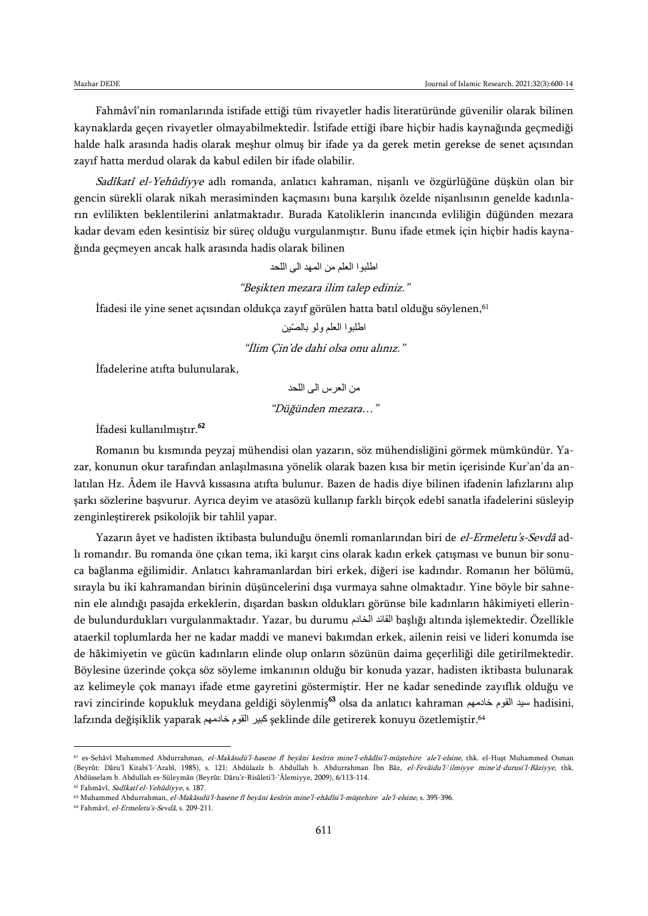Fahmâvî'nin romanlarında istifade ettiği tüm rivayetler hadis literatüründe güvenilir olarak bilinen kaynaklarda geçen rivayetler olmayabilmektedir. İstifade ettiği ibare hiçbir hadis kaynağında geçmediği halde halk arasında hadis olarak meşhur olmuş bir ifade ya da gerek metin gerekse de senet açısından zayıf hatta merdud olarak da kabul edilen bir ifade olabilir.

*Sadîkatî el-Yehûdiyye* adlı romanda, anlatıcı kahraman, nişanlı ve özgürlüğüne düşkün olan bir gencin sürekli olarak nikah merasiminden kaçmasını buna karşılık özelde nişanlısının genelde kadınların evlilikten beklentilerini anlatmaktadır. Burada Katoliklerin inancında evliliğin düğünden mezara kadar devam eden kesintisiz bir süreç olduğu vurgulanmıştır. Bunu ifade etmek için hiçbir hadis kaynağında geçmeyen ancak halk arasında hadis olarak bilinen

اطلبوا العلم من المهد الى اللحد

*"Beşikten mezara ilim talep ediniz."*

İfadesi ile yine senet açısından oldukça zayıf görülen hatta batıl olduğu söylenen,[61]

اطلبوا العلم ولو بالصّين

*"İlim Çin'de dahi olsa onu alınız."*

İfadelerine atıfta bulunularak,

من العرس الى اللحد

*"Düğünden mezara…"*

İfadesi kullanılmıştır.[62]

Romanın bu kısmında peyzaj mühendisi olan yazarın, söz mühendisliğini görmek mümkündür. Yazar, konunun okur tarafından anlaşılmasına yönelik olarak bazen kısa bir metin içerisinde Kur'an'da anlatılan Hz. Âdem ile Havvâ kıssasına atıfta bulunur. Bazen de hadis diye bilinen ifadenin lafızlarını alıp şarkı sözlerine başvurur. Ayrıca deyim ve atasözü kullanıp farklı birçok edebî sanatla ifadelerini süsleyip zenginleştirerek psikolojik bir tahlil yapar.

Yazarın âyet ve hadisten iktibasta bulunduğu önemli romanlarından biri de *el-Ermeletu's-Sevdâ* adlı romandır. Bu romanda öne çıkan tema, iki karşıt cins olarak kadın erkek çatışması ve bunun bir sonuca bağlanma eğilimidir. Anlatıcı kahramanlardan biri erkek, diğeri ise kadındır. Romanın her bölümü, sırayla bu iki kahramandan birinin düşüncelerini dışa vurmaya sahne olmaktadır. Yine böyle bir sahnenin ele alındığı pasajda erkeklerin, dışardan baskın oldukları görünse bile kadınların hâkimiyeti ellerinde bulundurdukları vurgulanmaktadır. Yazar, bu durumu القائد الخادم başlığı altında işlemektedir. Özellikle ataerkil toplumlarda her ne kadar maddi ve manevi bakımdan erkek, ailenin reisi ve lideri konumda ise de hâkimiyetin ve gücün kadınların elinde olup onların sözünün daima geçerliliği dile getirilmektedir. Böylesine üzerinde çokça söz söyleme imkanının olduğu bir konuda yazar, hadisten iktibasta bulunarak az kelimeyle çok manayı ifade etme gayretini göstermiştir. Her ne kadar senedinde zayıflık olduğu ve ravi zincirinde kopukluk meydana geldiği söylenmiş[63] olsa da anlatıcı kahraman سيد القوم خادمهم hadisini, lafzında değişiklik yaparak كبير القوم خادمهم şeklinde dile getirerek konuyu özetlemiştir.[64]

---

[61] es-Sehâvî Muhammed Abdurrahman, *el-Makâsıdü'l-hasene fî beyâni kesîrin mine'l-ehâdîsi'l-müştehire ʿale'l-elsine*, thk. el-Huşt Muhammed Osman (Beyrût: Dâru'l Kitabi'l-'Arabî, 1985), s. 121; Abdülazîz b. Abdullah b. Abdurrahman İbn Bâz, *el-Fevâidu'l-ʿilmiyye mine'd-durusi'l-Bâziyye*, thk. Abdüsselam b. Abdullah es-Süleymân (Beyrût: Dâru'r-Risâleti'l-'Âlemiyye, 2009), 6/113-114.

[62] Fahmâvî, *Sadîkatî el-Yehûdiyye*, s. 187.

[63] Muhammed Abdurrahman, *el-Makâsıdü'l-hasene fî beyâni kesîrin mine'l-ehâdîsi'l-müştehire ʿale'l-elsine*, s. 395-396.

[64] Fahmâvî, *el-Ermeletu's-Sevdâ*, s. 209-211.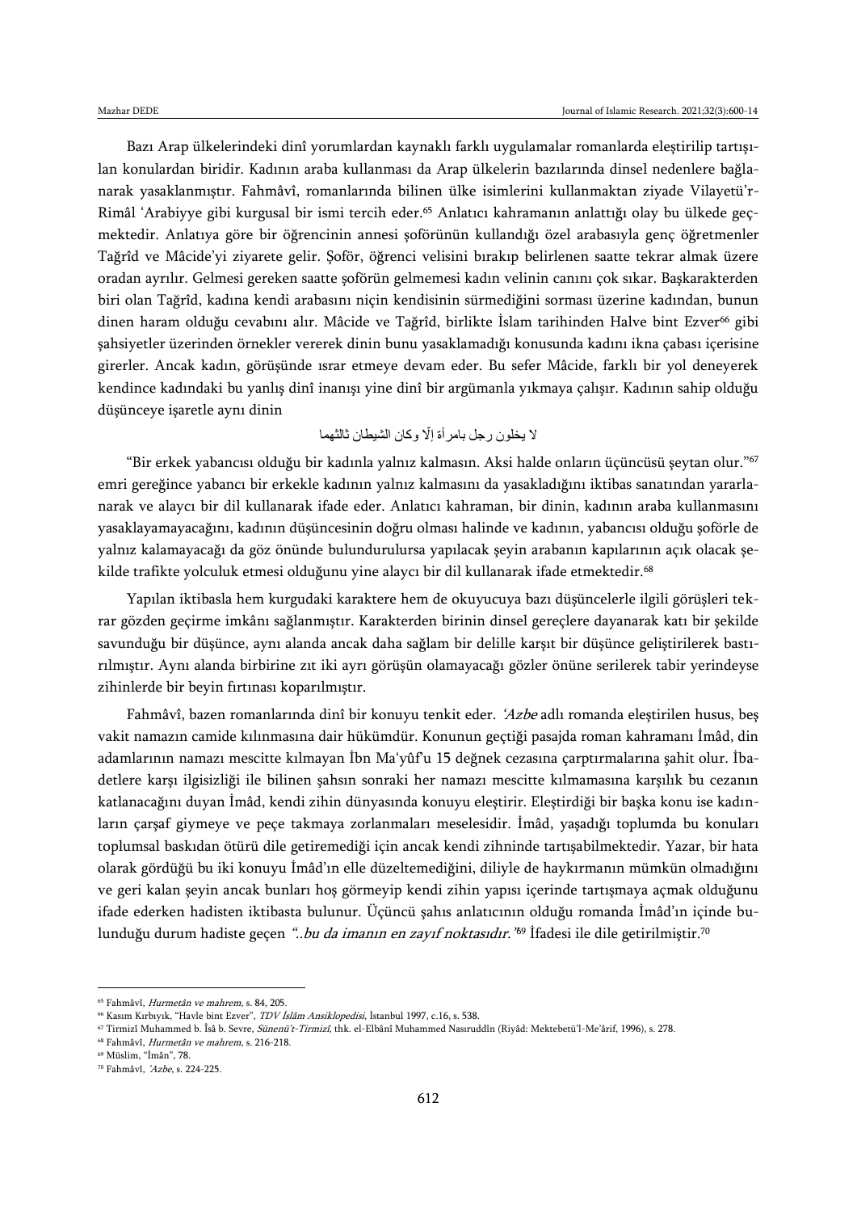Bazı Arap ülkelerindeki dinî yorumlardan kaynaklı farklı uygulamalar romanlarda eleştirilip tartışılan konulardan biridir. Kadının araba kullanması da Arap ülkelerin bazılarında dinsel nedenlere bağlanarak yasaklanmıştır. Fahmâvî, romanlarında bilinen ülke isimlerini kullanmaktan ziyade Vilayetü'r-Rimâl ʻArabiyye gibi kurgusal bir ismi tercih eder.[65] Anlatıcı kahramanın anlattığı olay bu ülkede geçmektedir. Anlatıya göre bir öğrencinin annesi şoförünün kullandığı özel arabasıyla genç öğretmenler Tağrîd ve Mâcide'yi ziyarete gelir. Şoför, öğrenci velisini bırakıp belirlenen saatte tekrar almak üzere oradan ayrılır. Gelmesi gereken saatte şoförün gelmemesi kadın velinin canını çok sıkar. Başkarakterden biri olan Tağrîd, kadına kendi arabasını niçin kendisinin sürmediğini sorması üzerine kadından, bunun dinen haram olduğu cevabını alır. Mâcide ve Tağrîd, birlikte İslam tarihinden Halve bint Ezver[66] gibi şahsiyetler üzerinden örnekler vererek dinin bunu yasaklamadığı konusunda kadını ikna çabası içerisine girerler. Ancak kadın, görüşünde ısrar etmeye devam eder. Bu sefer Mâcide, farklı bir yol deneyerek kendince kadındaki bu yanlış dinî inanışı yine dinî bir argümanla yıkmaya çalışır. Kadının sahip olduğu düşünceye işaretle aynı dinin

لا يخلون رجل بامرأة إلّا وكان الشيطان ثالثهما

"Bir erkek yabancısı olduğu bir kadınla yalnız kalmasın. Aksi halde onların üçüncüsü şeytan olur."[67] emri gereğince yabancı bir erkekle kadının yalnız kalmasını da yasakladığını iktibas sanatından yararlanarak ve alaycı bir dil kullanarak ifade eder. Anlatıcı kahraman, bir dinin, kadının araba kullanmasını yasaklayamayacağını, kadının düşüncesinin doğru olması halinde ve kadının, yabancısı olduğu şoförle de yalnız kalamayacağı da göz önünde bulundurulursa yapılacak şeyin arabanın kapılarının açık olacak şekilde trafikte yolculuk etmesi olduğunu yine alaycı bir dil kullanarak ifade etmektedir.[68]

Yapılan iktibasla hem kurgudaki karaktere hem de okuyucuya bazı düşüncelerle ilgili görüşleri tekrar gözden geçirme imkânı sağlanmıştır. Karakterden birinin dinsel gereçlere dayanarak katı bir şekilde savunduğu bir düşünce, aynı alanda ancak daha sağlam bir delille karşıt bir düşünce geliştirilerek bastırılmıştır. Aynı alanda birbirine zıt iki ayrı görüşün olamayacağı gözler önüne serilerek tabir yerindeyse zihinlerde bir beyin fırtınası koparılmıştır.

Fahmâvî, bazen romanlarında dinî bir konuyu tenkit eder. *ʻAzbe* adlı romanda eleştirilen husus, beş vakit namazın camide kılınmasına dair hükümdür. Konunun geçtiği pasajda roman kahramanı İmâd, din adamlarının namazı mescitte kılmayan İbn Maʻyûf'u 15 değnek cezasına çarptırmalarına şahit olur. İbadetlere karşı ilgisizliği ile bilinen şahsın sonraki her namazı mescitte kılmamasına karşılık bu cezanın katlanacağını duyan İmâd, kendi zihin dünyasında konuyu eleştirir. Eleştirdiği bir başka konu ise kadınların çarşaf giymeye ve peçe takmaya zorlanmaları meselesidir. İmâd, yaşadığı toplumda bu konuları toplumsal baskıdan ötürü dile getiremediği için ancak kendi zihninde tartışabilmektedir. Yazar, bir hata olarak gördüğü bu iki konuyu İmâd'ın elle düzeltemediğini, diliyle de haykırmanın mümkün olmadığını ve geri kalan şeyin ancak bunları hoş görmeyip kendi zihin yapısı içerinde tartışmaya açmak olduğunu ifade ederken hadisten iktibasta bulunur. Üçüncü şahıs anlatıcının olduğu romanda İmâd'ın içinde bulunduğu durum hadiste geçen *"..bu da imanın en zayıf noktasıdır."*[69] İfadesi ile dile getirilmiştir.[70]

---

[65] Fahmâvî, *Hurmetân ve mahrem*, s. 84, 205.

[66] Kasım Kırbıyık, "Havle bint Ezver", *TDV İslâm Ansiklopedisi*, İstanbul 1997, c.16, s. 538.

[67] Tirmizî Muhammed b. Îsâ b. Sevre, *Sünenü't-Tirmizî*, thk. el-Elbânî Muhammed Nasıruddîn (Riyâd: Mektebetü'l-Meʻârif, 1996), s. 278.

[68] Fahmâvî, *Hurmetân ve mahrem*, s. 216-218.

[69] Müslim, "Îmân", 78.

[70] Fahmâvî, *ʻAzbe*, s. 224-225.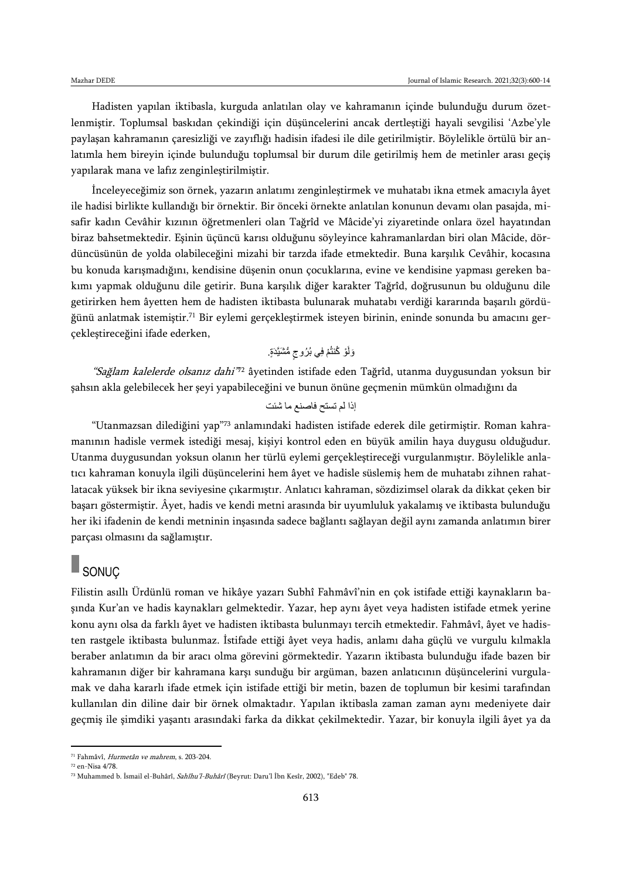Hadisten yapılan iktibasla, kurguda anlatılan olay ve kahramanın içinde bulunduğu durum özetlenmiştir. Toplumsal baskıdan çekindiği için düşüncelerini ancak dertleştiği hayali sevgilisi ‘Azbe’yle paylaşan kahramanın çaresizliği ve zayıflığı hadisin ifadesi ile dile getirilmiştir. Böylelikle örtülü bir anlatımla hem bireyin içinde bulunduğu toplumsal bir durum dile getirilmiş hem de metinler arası geçiş yapılarak mana ve lafız zenginleştirilmiştir.

İnceleyeceğimiz son örnek, yazarın anlatımı zenginleştirmek ve muhatabı ikna etmek amacıyla âyet ile hadisi birlikte kullandığı bir örnektir. Bir önceki örnekte anlatılan konunun devamı olan pasajda, misafir kadın Cevâhir kızının öğretmenleri olan Tağrîd ve Mâcide’yi ziyaretinde onlara özel hayatından biraz bahsetmektedir. Eşinin üçüncü karısı olduğunu söyleyince kahramanlardan biri olan Mâcide, dördüncüsünün de yolda olabileceğini mizahi bir tarzda ifade etmektedir. Buna karşılık Cevâhir, kocasına bu konuda karışmadığını, kendisine düşenin onun çocuklarına, evine ve kendisine yapması gereken bakımı yapmak olduğunu dile getirir. Buna karşılık diğer karakter Tağrîd, doğrusunun bu olduğunu dile getirirken hem âyetten hem de hadisten iktibasta bulunarak muhatabı verdiği kararında başarılı gördüğünü anlatmak istemiştir.[71] Bir eylemi gerçekleştirmek isteyen birinin, eninde sonunda bu amacını gerçekleştireceğini ifade ederken,

وَلَوْ كُنتُمْ فِي بُرُوجٍ مُّشَيَّدَةٍ.

*“Sağlam kalelerde olsanız dahi”*[72] âyetinden istifade eden Tağrîd, utanma duygusundan yoksun bir şahsın akla gelebilecek her şeyi yapabileceğini ve bunun önüne geçmenin mümkün olmadığını da

إذا لم تستح فاصنع ما شئت

“Utanmazsan dilediğini yap”[73] anlamındaki hadisten istifade ederek dile getirmiştir. Roman kahramanının hadisle vermek istediği mesaj, kişiyi kontrol eden en büyük amilin haya duygusu olduğudur. Utanma duygusundan yoksun olanın her türlü eylemi gerçekleştireceği vurgulanmıştır. Böylelikle anlatıcı kahraman konuyla ilgili düşüncelerini hem âyet ve hadisle süslemiş hem de muhatabı zihnen rahatlatacak yüksek bir ikna seviyesine çıkarmıştır. Anlatıcı kahraman, sözdizimsel olarak da dikkat çeken bir başarı göstermiştir. Âyet, hadis ve kendi metni arasında bir uyumluluk yakalamış ve iktibasta bulunduğu her iki ifadenin de kendi metninin inşasında sadece bağlantı sağlayan değil aynı zamanda anlatımın birer parçası olmasını da sağlamıştır.

## SONUÇ

Filistin asıllı Ürdünlü roman ve hikâye yazarı Subhî Fahmâvî’nin en çok istifade ettiği kaynakların başında Kur’an ve hadis kaynakları gelmektedir. Yazar, hep aynı âyet veya hadisten istifade etmek yerine konu aynı olsa da farklı âyet ve hadisten iktibasta bulunmayı tercih etmektedir. Fahmâvî, âyet ve hadisten rastgele iktibasta bulunmaz. İstifade ettiği âyet veya hadis, anlamı daha güçlü ve vurgulu kılmakla beraber anlatımın da bir aracı olma görevini görmektedir. Yazarın iktibasta bulunduğu ifade bazen bir kahramanın diğer bir kahramana karşı sunduğu bir argüman, bazen anlatıcının düşüncelerini vurgulamak ve daha kararlı ifade etmek için istifade ettiği bir metin, bazen de toplumun bir kesimi tarafından kullanılan din diline dair bir örnek olmaktadır. Yapılan iktibasla zaman zaman aynı medeniyete dair geçmiş ile şimdiki yaşantı arasındaki farka da dikkat çekilmektedir. Yazar, bir konuyla ilgili âyet ya da

---

[71] Fahmâvî, *Hurmetân ve mahrem*, s. 203-204.

[72] en-Nisa 4/78.

[73] Muhammed b. İsmail el-Buhârî, *Sahîhu'l-Buhârî* (Beyrut: Daru'l İbn Kesîr, 2002), "Edeb" 78.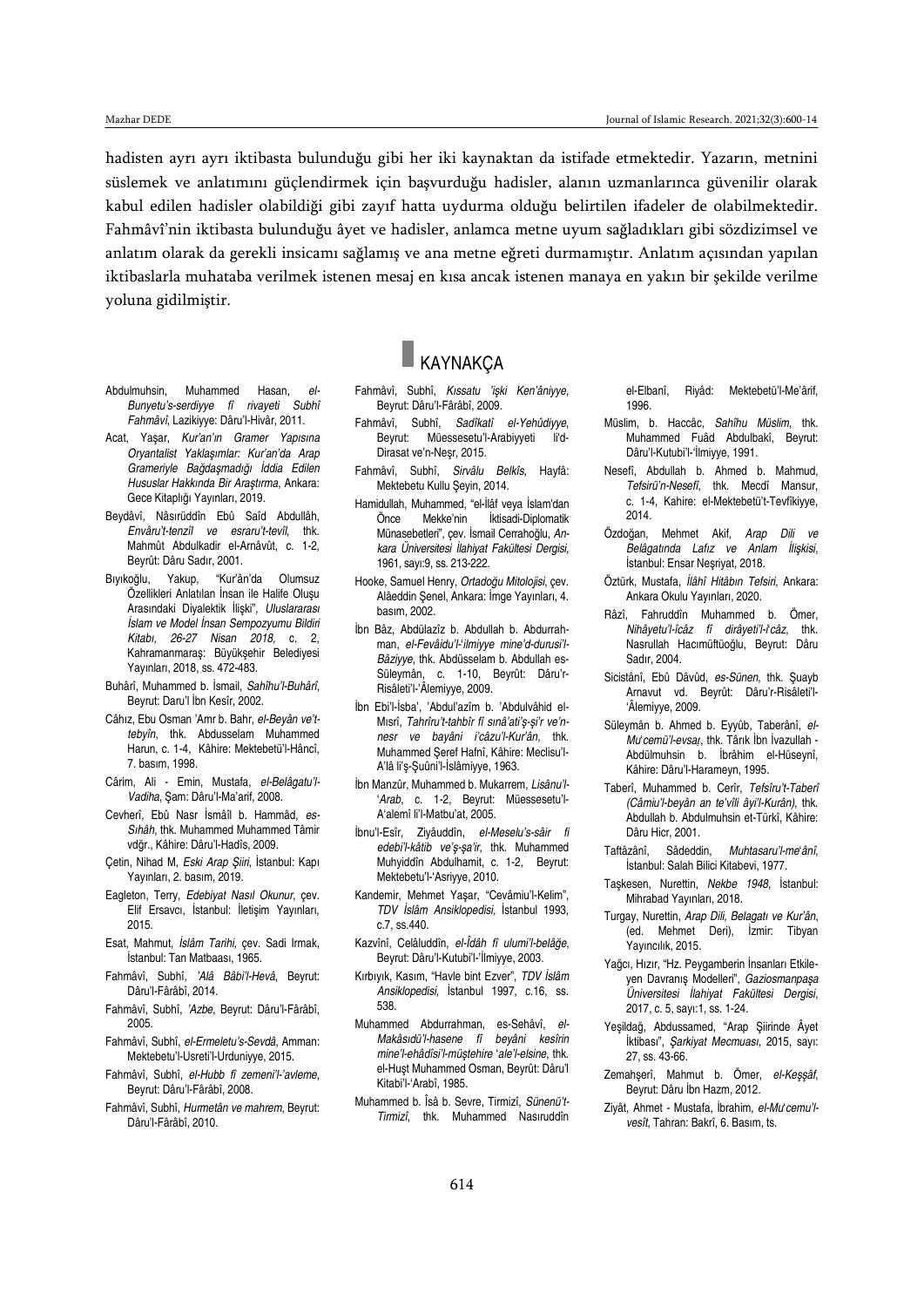hadisten ayrı ayrı iktibasta bulunduğu gibi her iki kaynaktan da istifade etmektedir. Yazarın, metnini süslemek ve anlatımını güçlendirmek için başvurduğu hadisler, alanın uzmanlarınca güvenilir olarak kabul edilen hadisler olabildiği gibi zayıf hatta uydurma olduğu belirtilen ifadeler de olabilmektedir. Fahmâvî'nin iktibasta bulunduğu âyet ve hadisler, anlamca metne uyum sağladıkları gibi sözdizimsel ve anlatım olarak da gerekli insicamı sağlamış ve ana metne eğreti durmamıştır. Anlatım açısından yapılan iktibaslarla muhataba verilmek istenen mesaj en kısa ancak istenen manaya en yakın bir şekilde verilme yoluna gidilmiştir.

## KAYNAKÇA

Abdulmuhsin, Muhammed Hasan, *el-Bunyetu's-serdiyye fî rivayeti Subhî Fahmâvî*, Lazikiyye: Dâru'l-Hivâr, 2011.

Acat, Yaşar, *Kur'an'ın Gramer Yapısına Oryantalist Yaklaşımlar: Kur'an'da Arap Grameriyle Bağdaşmadığı İddia Edilen Hususlar Hakkında Bir Araştırma*, Ankara: Gece Kitaplığı Yayınları, 2019.

Beydâvî, Nâsırüddîn Ebû Saîd Abdullâh, *Envâru't-tenzîl ve esraru't-tevîl,* thk. Mahmût Abdulkadir el-Arnâvût, c. 1-2, Beyrût: Dâru Sadır, 2001.

Bıyıkoğlu, Yakup, "Kur'ân'da Olumsuz Özellikleri Anlatılan İnsan ile Halife Oluşu Arasındaki Diyalektik İlişki", *Uluslararası İslam ve Model İnsan Sempozyumu Bildiri Kitabı, 26-27 Nisan 2018,* c. 2, Kahramanmaraş: Büyükşehir Belediyesi Yayınları, 2018, ss. 472-483.

Buhârî, Muhammed b. İsmail, *Sahîhu'l-Buhârî*, Beyrut: Daru'l İbn Kesîr, 2002.

Câhız, Ebu Osman 'Amr b. Bahr, *el-Beyân ve't-tebyîn*, thk. Abdusselam Muhammed Harun, c. 1-4, Kâhire: Mektebetü'l-Hâncî, 7. basım, 1998.

Cârim, Ali - Emin, Mustafa, *el-Belâgatu'l-Vadiha*, Şam: Dâru'l-Ma'arif, 2008.

Cevherî, Ebû Nasr İsmâîl b. Hammâd, *es-Sıhâh*, thk. Muhammed Muhammed Tâmir vdğr., Kâhire: Dâru'l-Hadîs, 2009.

Çetin, Nihad M, *Eski Arap Şiiri*, İstanbul: Kapı Yayınları, 2. basım, 2019.

Eagleton, Terry, *Edebiyat Nasıl Okunur*, çev. Elif Ersavcı, İstanbul: İletişim Yayınları, 2015.

Esat, Mahmut, *İslâm Tarihi*, çev. Sadi Irmak, İstanbul: Tan Matbaası, 1965.

Fahmâvî, Subhî, *'Alâ Bâbi'l-Hevâ*, Beyrut: Dâru'l-Fârâbî, 2014.

Fahmâvî, Subhî, *'Azbe*, Beyrut: Dâru'l-Fârâbî, 2005.

Fahmâvî, Subhî, *el-Ermeletu's-Sevdâ*, Amman: Mektebetu'l-Usreti'l-Urduniyye, 2015.

Fahmâvî, Subhî, *el-Hubb fî zemeni'l-'avleme*, Beyrut: Dâru'l-Fârâbî, 2008.

Fahmâvî, Subhî, *Hurmetân ve mahrem*, Beyrut: Dâru'l-Fârâbî, 2010.

Fahmâvî, Subhî, *Kıssatu 'işki Ken'âniyye*, Beyrut: Dâru'l-Fârâbî, 2009.

Fahmâvî, Subhî, *Sadîkatî el-Yehûdiyye*, Beyrut: Müessesetu'l-Arabiyyeti li'd-Dirasat ve'n-Neşr, 2015.

Fahmâvî, Subhî, *Sirvâlu Belkîs*, Hayfâ: Mektebetu Kullu Şeyin, 2014.

Hamidullah, Muhammed, "el-İlâf veya İslam'dan Önce Mekke'nin İktisadi-Diplomatik Münasebetleri", çev. İsmail Cerrahoğlu, *Ankara Üniversitesi İlahiyat Fakültesi Dergisi*, 1961, sayı:9, ss. 213-222.

Hooke, Samuel Henry, *Ortadoğu Mitolojisi*, çev. Alâeddin Şenel, Ankara: İmge Yayınları, 4. basım, 2002.

İbn Bâz, Abdülazîz b. Abdullah b. Abdurrahman, *el-Fevâidu'l-'ilmiyye mine'd-durusi'l-Bâziyye*, thk. Abdüsselam b. Abdullah es-Süleymân, c. 1-10, Beyrût: Dâru'r-Risâleti'l-'Âlemiyye, 2009.

İbn Ebi'l-İsba', 'Abdul'azîm b. 'Abdulvâhid el-Mısrî, *Tahrîru't-tahbîr fî sınâ'ati'ş-şi'r ve'n-nesr ve beyâni i'câzu'l-Kur'ân*, thk. Muhammed Şeref Hafnî, Kâhire: Meclisu'l-A'lâ li'ş-Şuûni'l-İslâmiyye, 1963.

İbn Manzûr, Muhammed b. Mukarrem, *Lisânu'l-'Arab*, c. 1-2, Beyrut: Müessesetu'l-A'alemî li'l-Matbu'at, 2005.

İbnu'l-Esîr, Ziyâuddîn, *el-Meselu's-sâir fi edebi'l-kâtib ve'ş-şa'ir*, thk. Muhammed Muhyiddîn Abdulhamit, c. 1-2, Beyrut: Mektebetu'l-'Asriyye, 2010.

Kandemir, Mehmet Yaşar, "Cevâmiu'l-Kelim", *TDV İslâm Ansiklopedisi,* İstanbul 1993, c.7, ss.440.

Kazvînî, Celâluddîn, *el-Îdâh fî ulumi'l-belâğe*, Beyrut: Dâru'l-Kutubi'l-'İlmiyye, 2003.

Kırbıyık, Kasım, "Havle bint Ezver", *TDV İslâm Ansiklopedisi,* İstanbul 1997, c.16, ss. 538.

Muhammed Abdurrahman, es-Sehâvî, *el-Makâsıdü'l-hasene fî beyâni kesîrin mine'l-ehâdîsi'l-müştehire 'ale'l-elsine*, thk. el-Huşt Muhammed Osman, Beyrût: Dâru'l Kitabi'l-'Arabî, 1985.

Muhammed b. Îsâ b. Sevre, Tirmizî, *Sünenü't-Tirmizî*, thk. Muhammed Nasıruddîn el-Elbanî, Riyâd: Mektebetü'l-Me'ârif, 1996.

Müslim, b. Haccâc, *Sahîhu Müslim*, thk. Muhammed Fuâd Abdulbakî, Beyrut: Dâru'l-Kutubi'l-'İlmiyye, 1991.

Nesefî, Abdullah b. Ahmed b. Mahmud, *Tefsirü'n-Nesefî*, thk. Mecdî Mansur, c. 1-4, Kahire: el-Mektebetü't-Tevfîkiyye, 2014.

Özdoğan, Mehmet Akif, *Arap Dili ve Belâgatında Lafız ve Anlam İlişkisi*, İstanbul: Ensar Neşriyat, 2018.

Öztürk, Mustafa, *İlâhî Hitâbın Tefsiri*, Ankara: Ankara Okulu Yayınları, 2020.

Râzî, Fahruddîn Muhammed b. Ömer, *Nihâyetu'l-î'câz fî dirâyeti'l-i'câz*, thk. Nasrullah Hacımüftüoğlu, Beyrut: Dâru Sadır, 2004.

Sicistânî, Ebû Dâvûd, *es-Sünen*, thk. Şuayb Arnavut vd. Beyrût: Dâru'r-Risâleti'l-'Âlemiyye, 2009.

Süleymân b. Ahmed b. Eyyûb, Taberânî, *el-Mu'cemü'l-evsaṭ*, thk. Târık İbn İvazullah - Abdülmuhsin b. İbrâhim el-Hüseynî, Kâhire: Dâru'l-Harameyn, 1995.

Taberî, Muhammed b. Cerîr, *Tefsîru't-Taberî (Câmiu'l-beyân an te'vîli âyi'l-Kurân)*, thk. Abdullah b. Abdulmuhsin et-Türkî, Kâhire: Dâru Hicr, 2001.

Taftâzânî, Sâdeddin, *Muhtasaru'l-me'ânî*, İstanbul: Salah Bilici Kitabevi, 1977.

Taşkesen, Nurettin, *Nekbe 1948*, İstanbul: Mihrabad Yayınları, 2018.

Turgay, Nurettin, *Arap Dili, Belagatı ve Kur'ân*, (ed. Mehmet Deri), İzmir: Tibyan Yayıncılık, 2015.

Yağcı, Hızır, "Hz. Peygamberin İnsanları Etkileyen Davranış Modelleri", *Gaziosmanpaşa Üniversitesi İlahiyat Fakültesi Dergisi*, 2017, c. 5, sayı:1, ss. 1-24.

Yeşildağ, Abdussamed, "Arap Şiirinde Âyet İktibası", *Şarkiyat Mecmuası*, 2015, sayı: 27, ss. 43-66.

Zemahşerî, Mahmut b. Ömer, *el-Keşşâf*, Beyrut: Dâru İbn Hazm, 2012.

Ziyât, Ahmet - Mustafa, İbrahim, *el-Mu'cemu'l-vesît*, Tahran: Bakrî, 6. Basım, ts.